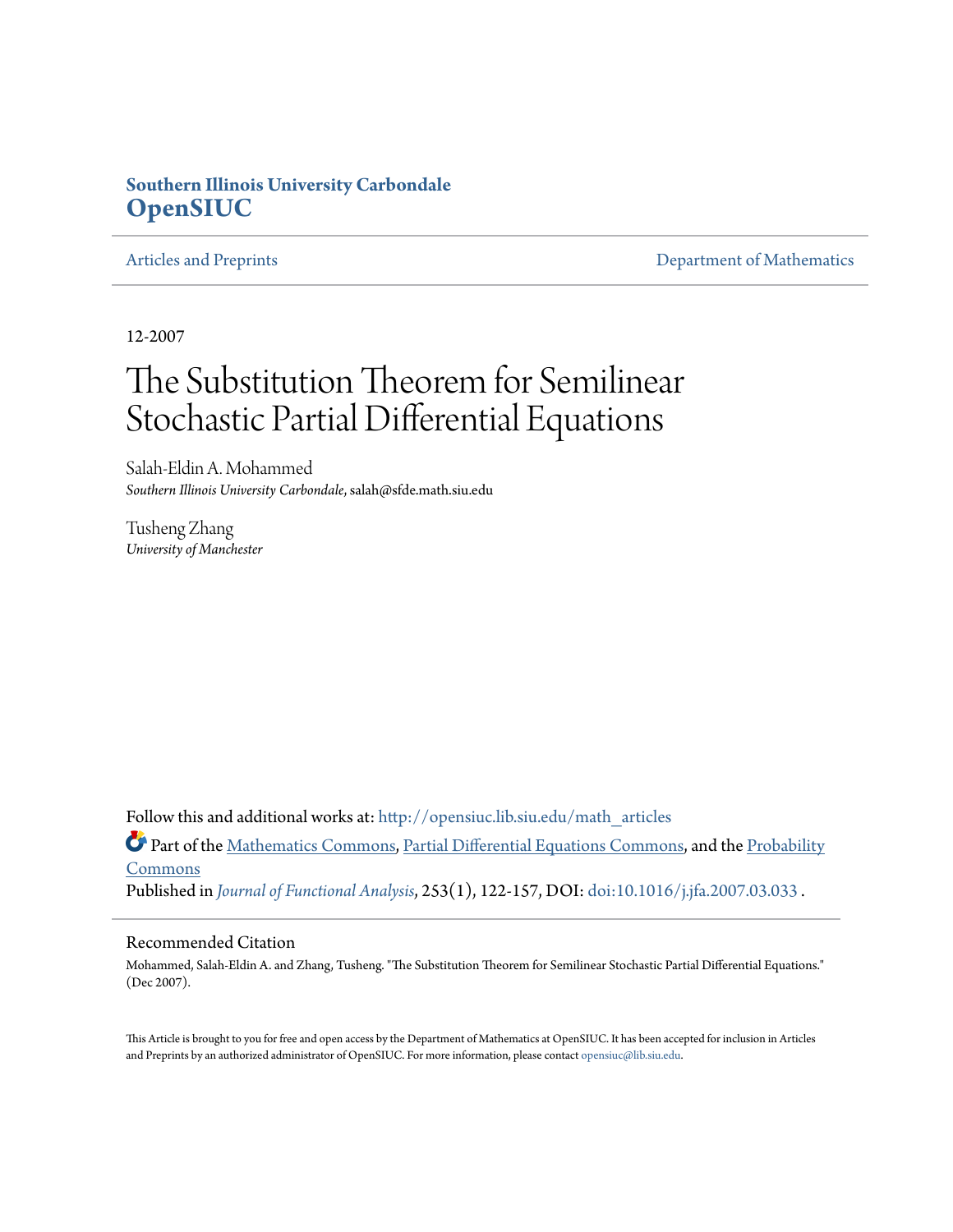**Southern Illinois University Carbondale**
**OpenSIUC**

Articles and Preprints | Department of Mathematics

---

12-2007

# The Substitution Theorem for Semilinear Stochastic Partial Differential Equations

Salah-Eldin A. Mohammed
*Southern Illinois University Carbondale*, salah@sfde.math.siu.edu

Tusheng Zhang
*University of Manchester*

Follow this and additional works at: http://opensiuc.lib.siu.edu/math_articles

Part of the Mathematics Commons, Partial Differential Equations Commons, and the Probability Commons

Published in *Journal of Functional Analysis*, 253(1), 122-157, DOI: doi:10.1016/j.jfa.2007.03.033 .

---

## Recommended Citation

Mohammed, Salah-Eldin A. and Zhang, Tusheng. "The Substitution Theorem for Semilinear Stochastic Partial Differential Equations." (Dec 2007).

This Article is brought to you for free and open access by the Department of Mathematics at OpenSIUC. It has been accepted for inclusion in Articles and Preprints by an authorized administrator of OpenSIUC. For more information, please contact opensiuc@lib.siu.edu.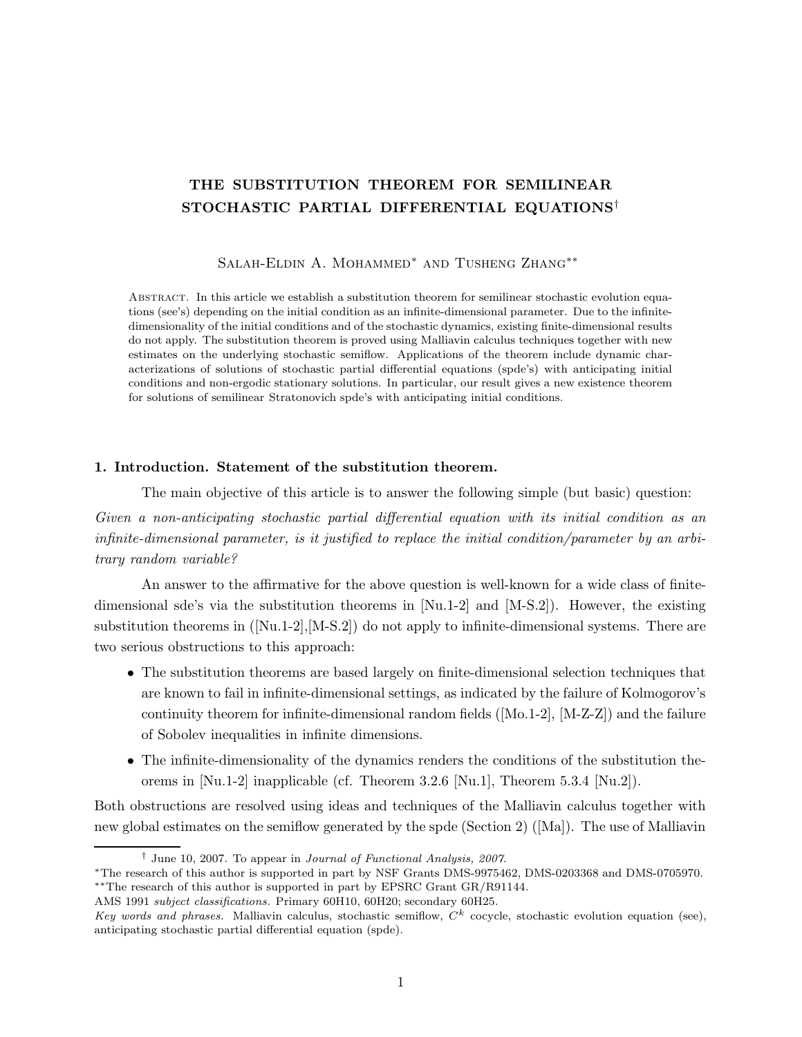# THE SUBSTITUTION THEOREM FOR SEMILINEAR STOCHASTIC PARTIAL DIFFERENTIAL EQUATIONS[†]

Salah-Eldin A. Mohammed[*] and Tusheng Zhang[**]

Abstract. In this article we establish a substitution theorem for semilinear stochastic evolution equations (see's) depending on the initial condition as an infinite-dimensional parameter. Due to the infinite-dimensionality of the initial conditions and of the stochastic dynamics, existing finite-dimensional results do not apply. The substitution theorem is proved using Malliavin calculus techniques together with new estimates on the underlying stochastic semiflow. Applications of the theorem include dynamic characterizations of solutions of stochastic partial differential equations (spde's) with anticipating initial conditions and non-ergodic stationary solutions. In particular, our result gives a new existence theorem for solutions of semilinear Stratonovich spde's with anticipating initial conditions.

## 1. Introduction. Statement of the substitution theorem.

The main objective of this article is to answer the following simple (but basic) question: *Given a non-anticipating stochastic partial differential equation with its initial condition as an infinite-dimensional parameter, is it justified to replace the initial condition/parameter by an arbitrary random variable?*

An answer to the affirmative for the above question is well-known for a wide class of finite-dimensional sde's via the substitution theorems in [Nu.1-2] and [M-S.2]). However, the existing substitution theorems in ([Nu.1-2],[M-S.2]) do not apply to infinite-dimensional systems. There are two serious obstructions to this approach:

- The substitution theorems are based largely on finite-dimensional selection techniques that are known to fail in infinite-dimensional settings, as indicated by the failure of Kolmogorov's continuity theorem for infinite-dimensional random fields ([Mo.1-2], [M-Z-Z]) and the failure of Sobolev inequalities in infinite dimensions.
- The infinite-dimensionality of the dynamics renders the conditions of the substitution theorems in [Nu.1-2] inapplicable (cf. Theorem 3.2.6 [Nu.1], Theorem 5.3.4 [Nu.2]).

Both obstructions are resolved using ideas and techniques of the Malliavin calculus together with new global estimates on the semiflow generated by the spde (Section 2) ([Ma]). The use of Malliavin

---

[†] June 10, 2007. To appear in *Journal of Functional Analysis, 2007.*

[*]The research of this author is supported in part by NSF Grants DMS-9975462, DMS-0203368 and DMS-0705970.

[**]The research of this author is supported in part by EPSRC Grant GR/R91144.

AMS 1991 *subject classifications.* Primary 60H10, 60H20; secondary 60H25.

*Key words and phrases.* Malliavin calculus, stochastic semiflow, $C^k$ cocycle, stochastic evolution equation (see), anticipating stochastic partial differential equation (spde).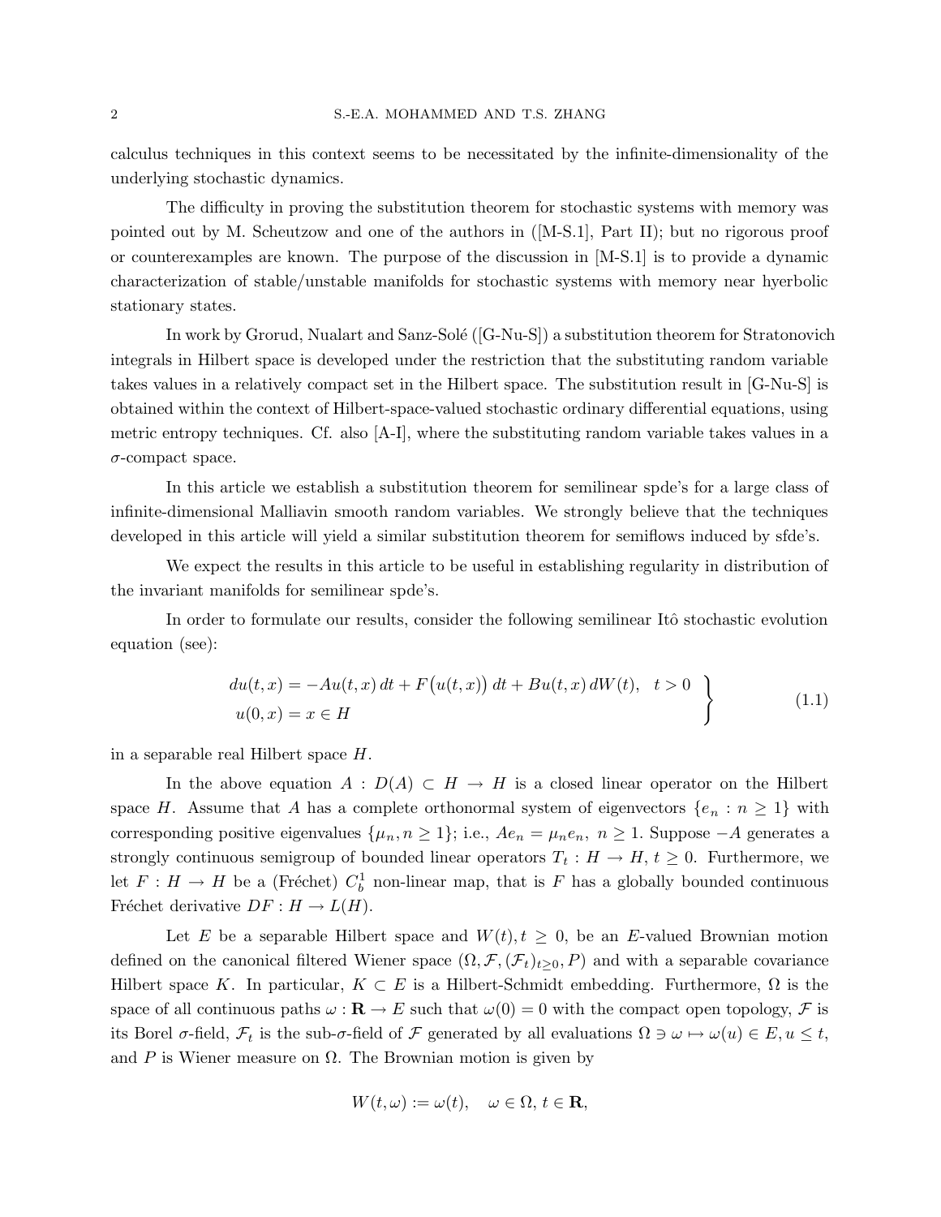calculus techniques in this context seems to be necessitated by the infinite-dimensionality of the underlying stochastic dynamics.

The difficulty in proving the substitution theorem for stochastic systems with memory was pointed out by M. Scheutzow and one of the authors in ([M-S.1], Part II); but no rigorous proof or counterexamples are known. The purpose of the discussion in [M-S.1] is to provide a dynamic characterization of stable/unstable manifolds for stochastic systems with memory near hyerbolic stationary states.

In work by Grorud, Nualart and Sanz-Solé ([G-Nu-S]) a substitution theorem for Stratonovich integrals in Hilbert space is developed under the restriction that the substituting random variable takes values in a relatively compact set in the Hilbert space. The substitution result in [G-Nu-S] is obtained within the context of Hilbert-space-valued stochastic ordinary differential equations, using metric entropy techniques. Cf. also [A-I], where the substituting random variable takes values in a $\sigma$-compact space.

In this article we establish a substitution theorem for semilinear spde's for a large class of infinite-dimensional Malliavin smooth random variables. We strongly believe that the techniques developed in this article will yield a similar substitution theorem for semiflows induced by sfde's.

We expect the results in this article to be useful in establishing regularity in distribution of the invariant manifolds for semilinear spde's.

In order to formulate our results, consider the following semilinear Itô stochastic evolution equation (see):

$$\left.\begin{aligned} du(t,x) &= -Au(t,x)\,dt + F\big(u(t,x)\big)\,dt + Bu(t,x)\,dW(t), \quad t>0 \\ u(0,x) &= x \in H \end{aligned}\right\} \tag{1.1}$$

in a separable real Hilbert space $H$.

In the above equation $A : D(A) \subset H \to H$ is a closed linear operator on the Hilbert space $H$. Assume that $A$ has a complete orthonormal system of eigenvectors $\{e_n : n \geq 1\}$ with corresponding positive eigenvalues $\{\mu_n, n \geq 1\}$; i.e., $Ae_n = \mu_n e_n,\ n \geq 1$. Suppose $-A$ generates a strongly continuous semigroup of bounded linear operators $T_t : H \to H$, $t \geq 0$. Furthermore, we let $F : H \to H$ be a (Fréchet) $C_b^1$ non-linear map, that is $F$ has a globally bounded continuous Fréchet derivative $DF : H \to L(H)$.

Let $E$ be a separable Hilbert space and $W(t), t \geq 0$, be an $E$-valued Brownian motion defined on the canonical filtered Wiener space $(\Omega, \mathcal{F}, (\mathcal{F}_t)_{t\geq 0}, P)$ and with a separable covariance Hilbert space $K$. In particular, $K \subset E$ is a Hilbert-Schmidt embedding. Furthermore, $\Omega$ is the space of all continuous paths $\omega : \mathbf{R} \to E$ such that $\omega(0) = 0$ with the compact open topology, $\mathcal{F}$ is its Borel $\sigma$-field, $\mathcal{F}_t$ is the sub-$\sigma$-field of $\mathcal{F}$ generated by all evaluations $\Omega \ni \omega \mapsto \omega(u) \in E, u \leq t$, and $P$ is Wiener measure on $\Omega$. The Brownian motion is given by

$$W(t,\omega) := \omega(t), \quad \omega \in \Omega,\ t \in \mathbf{R},$$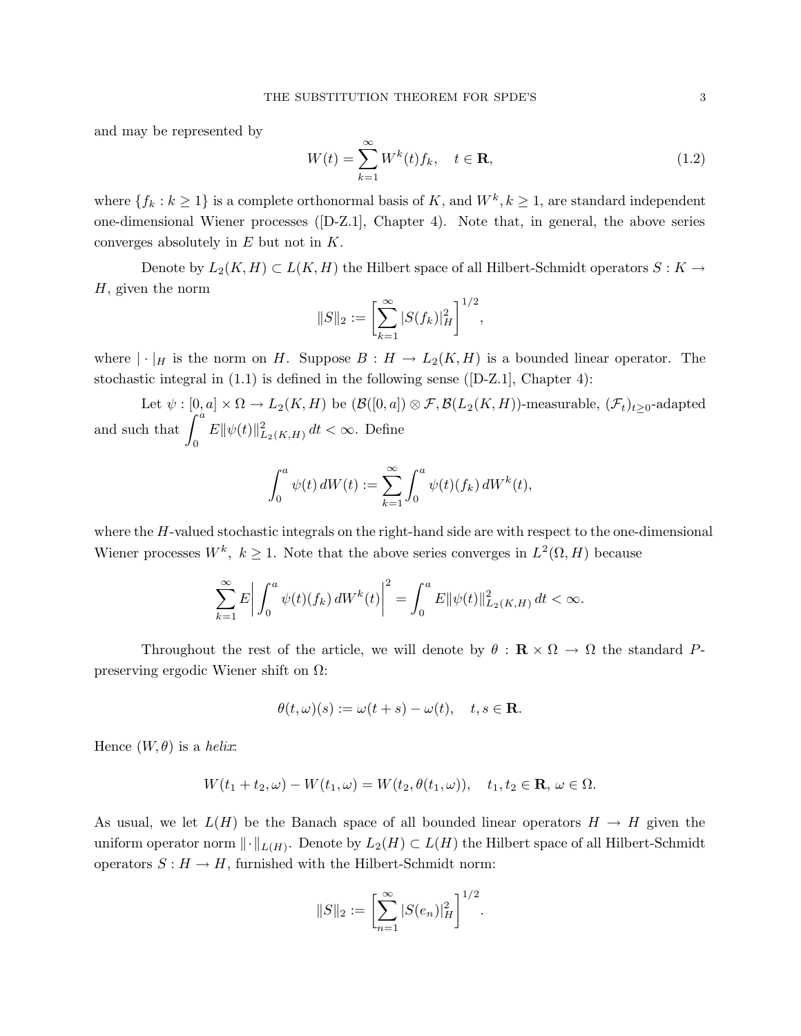and may be represented by

$$W(t) = \sum_{k=1}^{\infty} W^k(t) f_k, \quad t \in \mathbf{R}, \tag{1.2}$$

where $\{f_k : k \geq 1\}$ is a complete orthonormal basis of $K$, and $W^k, k \geq 1$, are standard independent one-dimensional Wiener processes ([D-Z.1], Chapter 4). Note that, in general, the above series converges absolutely in $E$ but not in $K$.

Denote by $L_2(K, H) \subset L(K, H)$ the Hilbert space of all Hilbert-Schmidt operators $S : K \to H$, given the norm

$$\|S\|_2 := \left[ \sum_{k=1}^{\infty} |S(f_k)|_H^2 \right]^{1/2},$$

where $|\cdot|_H$ is the norm on $H$. Suppose $B : H \to L_2(K, H)$ is a bounded linear operator. The stochastic integral in (1.1) is defined in the following sense ([D-Z.1], Chapter 4):

Let $\psi : [0, a] \times \Omega \to L_2(K, H)$ be $(\mathcal{B}([0, a]) \otimes \mathcal{F}, \mathcal{B}(L_2(K, H))$-measurable, $(\mathcal{F}_t)_{t \geq 0}$-adapted and such that $\int_0^a E\|\psi(t)\|_{L_2(K,H)}^2 \, dt < \infty$. Define

$$\int_0^a \psi(t) \, dW(t) := \sum_{k=1}^{\infty} \int_0^a \psi(t)(f_k) \, dW^k(t),$$

where the $H$-valued stochastic integrals on the right-hand side are with respect to the one-dimensional Wiener processes $W^k$, $k \geq 1$. Note that the above series converges in $L^2(\Omega, H)$ because

$$\sum_{k=1}^{\infty} E \left| \int_0^a \psi(t)(f_k) \, dW^k(t) \right|^2 = \int_0^a E\|\psi(t)\|_{L_2(K,H)}^2 \, dt < \infty.$$

Throughout the rest of the article, we will denote by $\theta : \mathbf{R} \times \Omega \to \Omega$ the standard $P$-preserving ergodic Wiener shift on $\Omega$:

$$\theta(t, \omega)(s) := \omega(t + s) - \omega(t), \quad t, s \in \mathbf{R}.$$

Hence $(W, \theta)$ is a *helix*:

$$W(t_1 + t_2, \omega) - W(t_1, \omega) = W(t_2, \theta(t_1, \omega)), \quad t_1, t_2 \in \mathbf{R}, \, \omega \in \Omega.$$

As usual, we let $L(H)$ be the Banach space of all bounded linear operators $H \to H$ given the uniform operator norm $\|\cdot\|_{L(H)}$. Denote by $L_2(H) \subset L(H)$ the Hilbert space of all Hilbert-Schmidt operators $S : H \to H$, furnished with the Hilbert-Schmidt norm:

$$\|S\|_2 := \left[ \sum_{n=1}^{\infty} |S(e_n)|_H^2 \right]^{1/2}.$$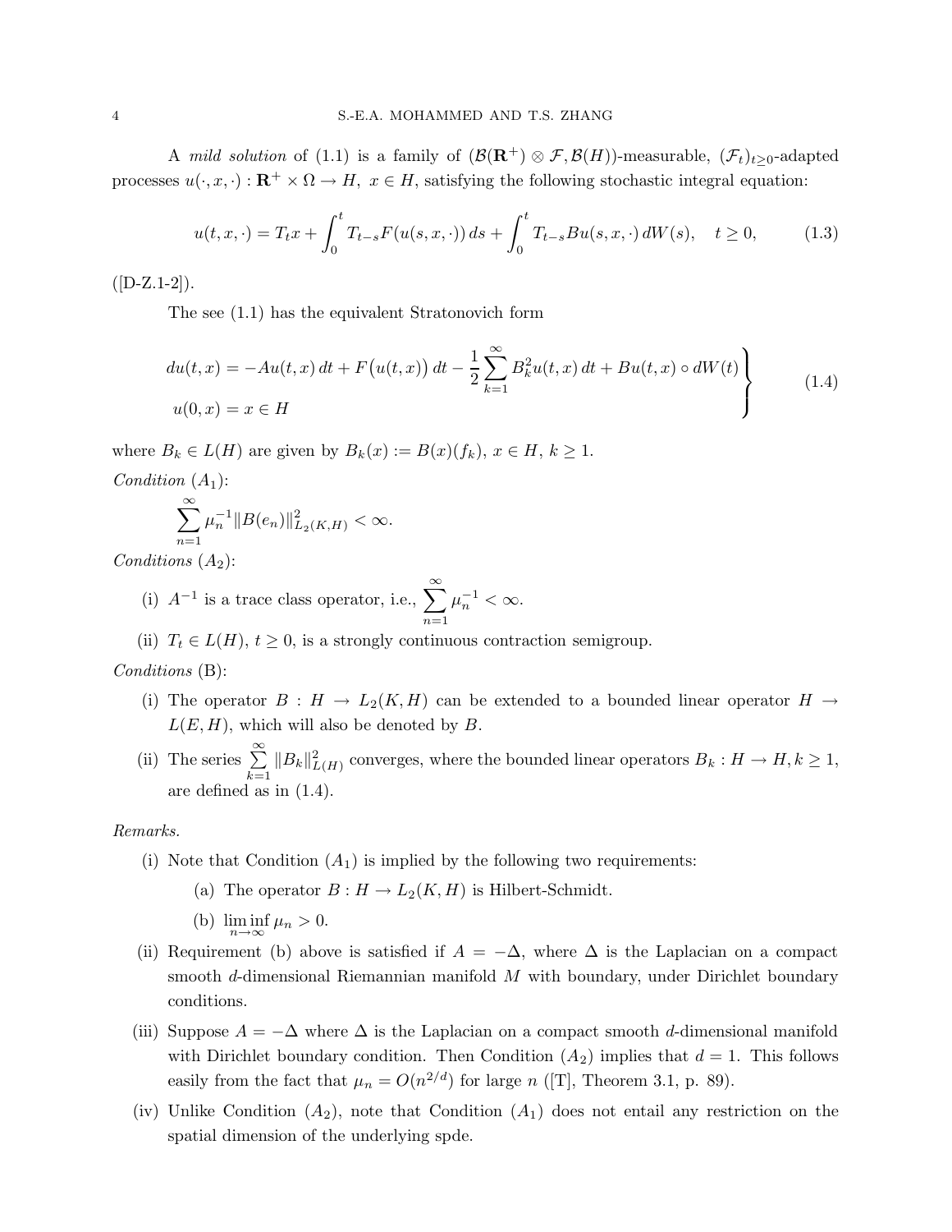A *mild solution* of (1.1) is a family of $(\mathcal{B}(\mathbf{R}^+) \otimes \mathcal{F}, \mathcal{B}(H))$-measurable, $(\mathcal{F}_t)_{t \geq 0}$-adapted processes $u(\cdot, x, \cdot) : \mathbf{R}^+ \times \Omega \to H$, $x \in H$, satisfying the following stochastic integral equation:

$$u(t, x, \cdot) = T_t x + \int_0^t T_{t-s} F(u(s, x, \cdot))\, ds + \int_0^t T_{t-s} B u(s, x, \cdot)\, dW(s), \quad t \geq 0, \tag{1.3}$$

([D-Z.1-2]).

The see (1.1) has the equivalent Stratonovich form

$$\left.\begin{aligned} du(t,x) &= -Au(t,x)\,dt + F\big(u(t,x)\big)\,dt - \frac{1}{2}\sum_{k=1}^{\infty} B_k^2 u(t,x)\,dt + Bu(t,x) \circ dW(t) \\ u(0,x) &= x \in H \end{aligned}\right\} \tag{1.4}$$

where $B_k \in L(H)$ are given by $B_k(x) := B(x)(f_k)$, $x \in H$, $k \geq 1$.

*Condition* $(A_1)$:

$$\sum_{n=1}^{\infty} \mu_n^{-1} \|B(e_n)\|^2_{L_2(K,H)} < \infty.$$

*Conditions* $(A_2)$:

(i) $A^{-1}$ is a trace class operator, i.e., $\sum_{n=1}^{\infty} \mu_n^{-1} < \infty$.

(ii) $T_t \in L(H)$, $t \geq 0$, is a strongly continuous contraction semigroup.

*Conditions* (B):

(i) The operator $B : H \to L_2(K, H)$ can be extended to a bounded linear operator $H \to L(E, H)$, which will also be denoted by $B$.

(ii) The series $\sum_{k=1}^{\infty} \|B_k\|^2_{L(H)}$ converges, where the bounded linear operators $B_k : H \to H, k \geq 1$, are defined as in (1.4).

*Remarks.*

(i) Note that Condition $(A_1)$ is implied by the following two requirements:

  (a) The operator $B : H \to L_2(K, H)$ is Hilbert-Schmidt.

  (b) $\liminf_{n \to \infty} \mu_n > 0$.

(ii) Requirement (b) above is satisfied if $A = -\Delta$, where $\Delta$ is the Laplacian on a compact smooth $d$-dimensional Riemannian manifold $M$ with boundary, under Dirichlet boundary conditions.

(iii) Suppose $A = -\Delta$ where $\Delta$ is the Laplacian on a compact smooth $d$-dimensional manifold with Dirichlet boundary condition. Then Condition $(A_2)$ implies that $d = 1$. This follows easily from the fact that $\mu_n = O(n^{2/d})$ for large $n$ ([T], Theorem 3.1, p. 89).

(iv) Unlike Condition $(A_2)$, note that Condition $(A_1)$ does not entail any restriction on the spatial dimension of the underlying spde.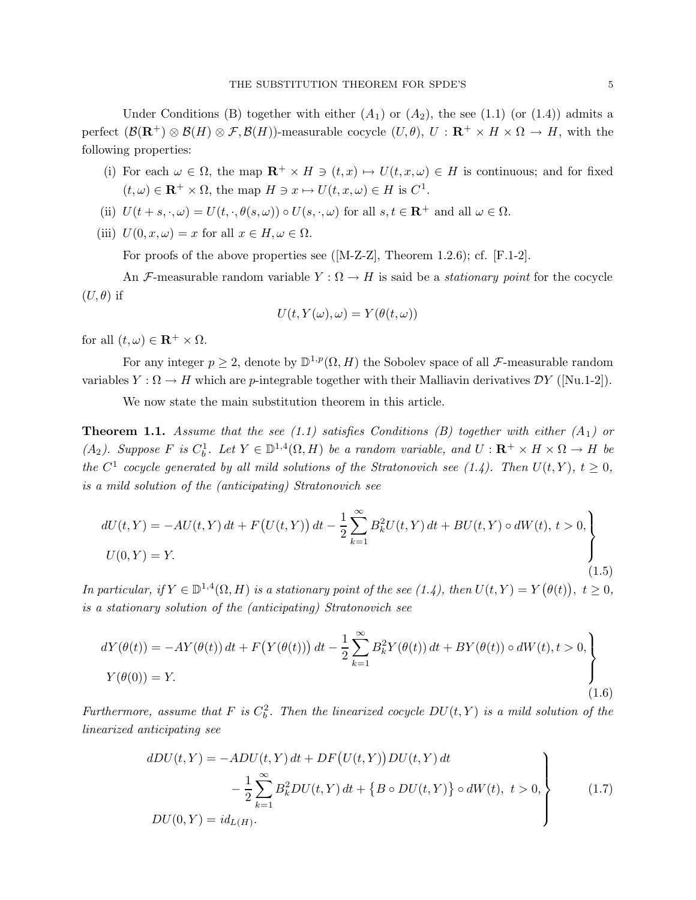Under Conditions (B) together with either $(A_1)$ or $(A_2)$, the see (1.1) (or (1.4)) admits a perfect $(\mathcal{B}(\mathbf{R}^+) \otimes \mathcal{B}(H) \otimes \mathcal{F}, \mathcal{B}(H))$-measurable cocycle $(U, \theta)$, $U : \mathbf{R}^+ \times H \times \Omega \to H$, with the following properties:

1. (i) For each $\omega \in \Omega$, the map $\mathbf{R}^+ \times H \ni (t, x) \mapsto U(t, x, \omega) \in H$ is continuous; and for fixed $(t, \omega) \in \mathbf{R}^+ \times \Omega$, the map $H \ni x \mapsto U(t, x, \omega) \in H$ is $C^1$.
2. (ii) $U(t + s, \cdot, \omega) = U(t, \cdot, \theta(s, \omega)) \circ U(s, \cdot, \omega)$ for all $s, t \in \mathbf{R}^+$ and all $\omega \in \Omega$.
3. (iii) $U(0, x, \omega) = x$ for all $x \in H, \omega \in \Omega$.

For proofs of the above properties see ([M-Z-Z], Theorem 1.2.6); cf. [F.1-2].

An $\mathcal{F}$-measurable random variable $Y : \Omega \to H$ is said be a *stationary point* for the cocycle $(U, \theta)$ if

$$U(t, Y(\omega), \omega) = Y(\theta(t, \omega))$$

for all $(t, \omega) \in \mathbf{R}^+ \times \Omega$.

For any integer $p \geq 2$, denote by $\mathbb{D}^{1,p}(\Omega, H)$ the Sobolev space of all $\mathcal{F}$-measurable random variables $Y : \Omega \to H$ which are $p$-integrable together with their Malliavin derivatives $\mathcal{D}Y$ ([Nu.1-2]).

We now state the main substitution theorem in this article.

**Theorem 1.1.** *Assume that the see (1.1) satisfies Conditions (B) together with either $(A_1)$ or $(A_2)$. Suppose $F$ is $C_b^1$. Let $Y \in \mathbb{D}^{1,4}(\Omega, H)$ be a random variable, and $U : \mathbf{R}^+ \times H \times \Omega \to H$ be the $C^1$ cocycle generated by all mild solutions of the Stratonovich see (1.4). Then $U(t, Y)$, $t \geq 0$, is a mild solution of the (anticipating) Stratonovich see*

$$\left.\begin{aligned} &dU(t,Y) = -AU(t,Y)\,dt + F\big(U(t,Y)\big)\,dt - \frac{1}{2}\sum_{k=1}^{\infty} B_k^2 U(t,Y)\,dt + BU(t,Y)\circ dW(t),\ t > 0, \\ &U(0,Y) = Y. \end{aligned}\right\} \tag{1.5}$$

*In particular, if $Y \in \mathbb{D}^{1,4}(\Omega, H)$ is a stationary point of the see (1.4), then $U(t, Y) = Y\big(\theta(t)\big)$, $t \geq 0$, is a stationary solution of the (anticipating) Stratonovich see*

$$\left.\begin{aligned} &dY(\theta(t)) = -AY(\theta(t))\,dt + F\big(Y(\theta(t))\big)\,dt - \frac{1}{2}\sum_{k=1}^{\infty} B_k^2 Y(\theta(t))\,dt + BY(\theta(t))\circ dW(t), t > 0, \\ &Y(\theta(0)) = Y. \end{aligned}\right\} \tag{1.6}$$

*Furthermore, assume that $F$ is $C_b^2$. Then the linearized cocycle $DU(t, Y)$ is a mild solution of the linearized anticipating see*

$$\left.\begin{aligned} dDU(t,Y) = &-ADU(t,Y)\,dt + DF\big(U(t,Y)\big)DU(t,Y)\,dt \\ &- \frac{1}{2}\sum_{k=1}^{\infty} B_k^2 DU(t,Y)\,dt + \big\{B \circ DU(t,Y)\big\}\circ dW(t),\ t > 0, \\ DU(0,Y) = &\, id_{L(H)}. \end{aligned}\right\} \tag{1.7}$$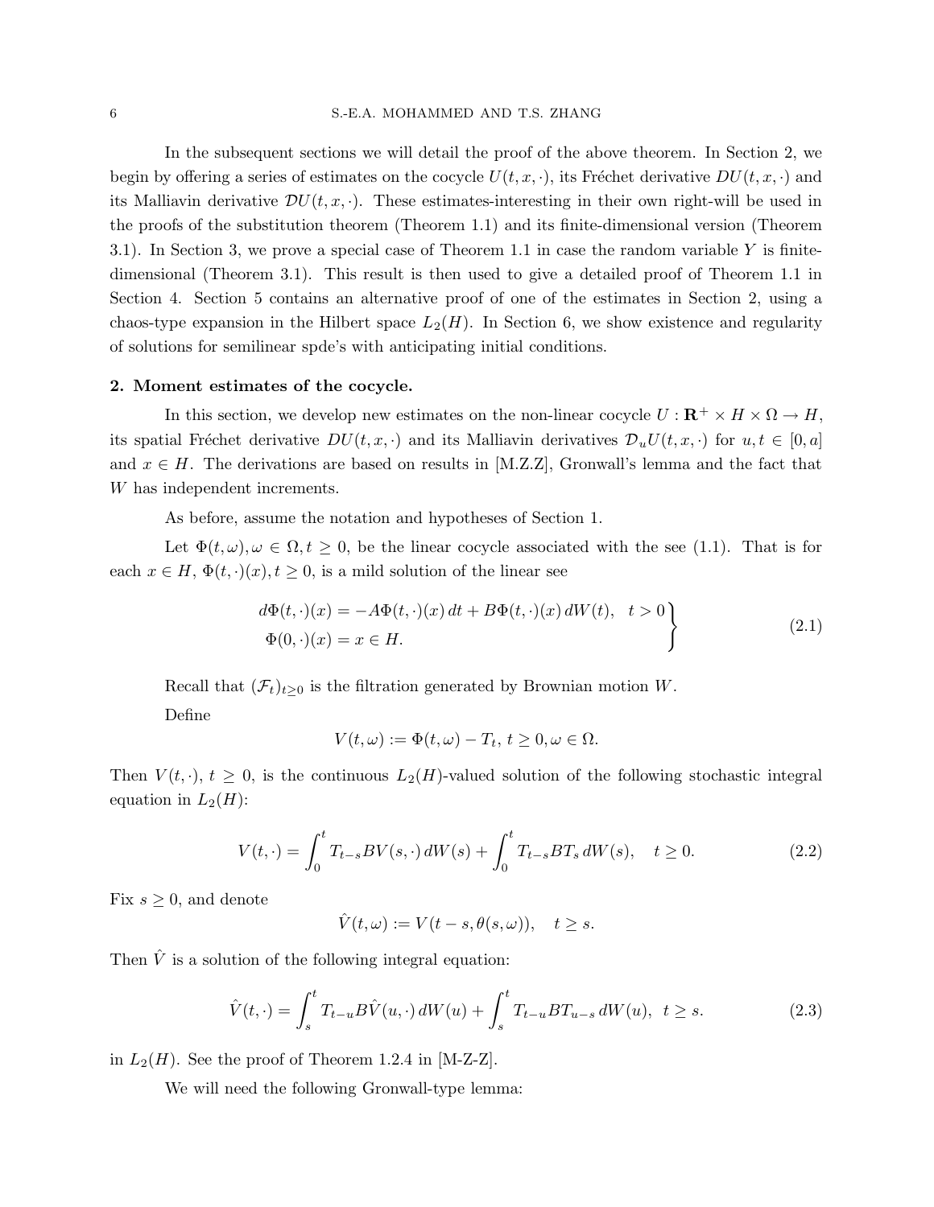In the subsequent sections we will detail the proof of the above theorem. In Section 2, we begin by offering a series of estimates on the cocycle $U(t,x,\cdot)$, its Fréchet derivative $DU(t,x,\cdot)$ and its Malliavin derivative $\mathcal{D}U(t,x,\cdot)$. These estimates-interesting in their own right-will be used in the proofs of the substitution theorem (Theorem 1.1) and its finite-dimensional version (Theorem 3.1). In Section 3, we prove a special case of Theorem 1.1 in case the random variable $Y$ is finite-dimensional (Theorem 3.1). This result is then used to give a detailed proof of Theorem 1.1 in Section 4. Section 5 contains an alternative proof of one of the estimates in Section 2, using a chaos-type expansion in the Hilbert space $L_2(H)$. In Section 6, we show existence and regularity of solutions for semilinear spde's with anticipating initial conditions.

## 2. Moment estimates of the cocycle.

In this section, we develop new estimates on the non-linear cocycle $U : \mathbf{R}^+ \times H \times \Omega \to H$, its spatial Fréchet derivative $DU(t,x,\cdot)$ and its Malliavin derivatives $\mathcal{D}_u U(t,x,\cdot)$ for $u,t \in [0,a]$ and $x \in H$. The derivations are based on results in [M.Z.Z], Gronwall's lemma and the fact that $W$ has independent increments.

As before, assume the notation and hypotheses of Section 1.

Let $\Phi(t,\omega), \omega \in \Omega, t \geq 0$, be the linear cocycle associated with the see (1.1). That is for each $x \in H$, $\Phi(t,\cdot)(x), t \geq 0$, is a mild solution of the linear see

$$
\left.
\begin{aligned}
d\Phi(t,\cdot)(x) &= -A\Phi(t,\cdot)(x)\,dt + B\Phi(t,\cdot)(x)\,dW(t), \quad t > 0\\
\Phi(0,\cdot)(x) &= x \in H.
\end{aligned}
\right\}
\tag{2.1}
$$

Recall that $(\mathcal{F}_t)_{t \geq 0}$ is the filtration generated by Brownian motion $W$.

Define

$$
V(t,\omega) := \Phi(t,\omega) - T_t, \; t \geq 0, \omega \in \Omega.
$$

Then $V(t,\cdot)$, $t \geq 0$, is the continuous $L_2(H)$-valued solution of the following stochastic integral equation in $L_2(H)$:

$$
V(t,\cdot) = \int_0^t T_{t-s} B V(s,\cdot)\,dW(s) + \int_0^t T_{t-s} B T_s\,dW(s), \quad t \geq 0. \tag{2.2}
$$

Fix $s \geq 0$, and denote

$$
\hat{V}(t,\omega) := V(t-s, \theta(s,\omega)), \quad t \geq s.
$$

Then $\hat{V}$ is a solution of the following integral equation:

$$
\hat{V}(t,\cdot) = \int_s^t T_{t-u} B \hat{V}(u,\cdot)\,dW(u) + \int_s^t T_{t-u} B T_{u-s}\,dW(u), \;\; t \geq s. \tag{2.3}
$$

in $L_2(H)$. See the proof of Theorem 1.2.4 in [M-Z-Z].

We will need the following Gronwall-type lemma: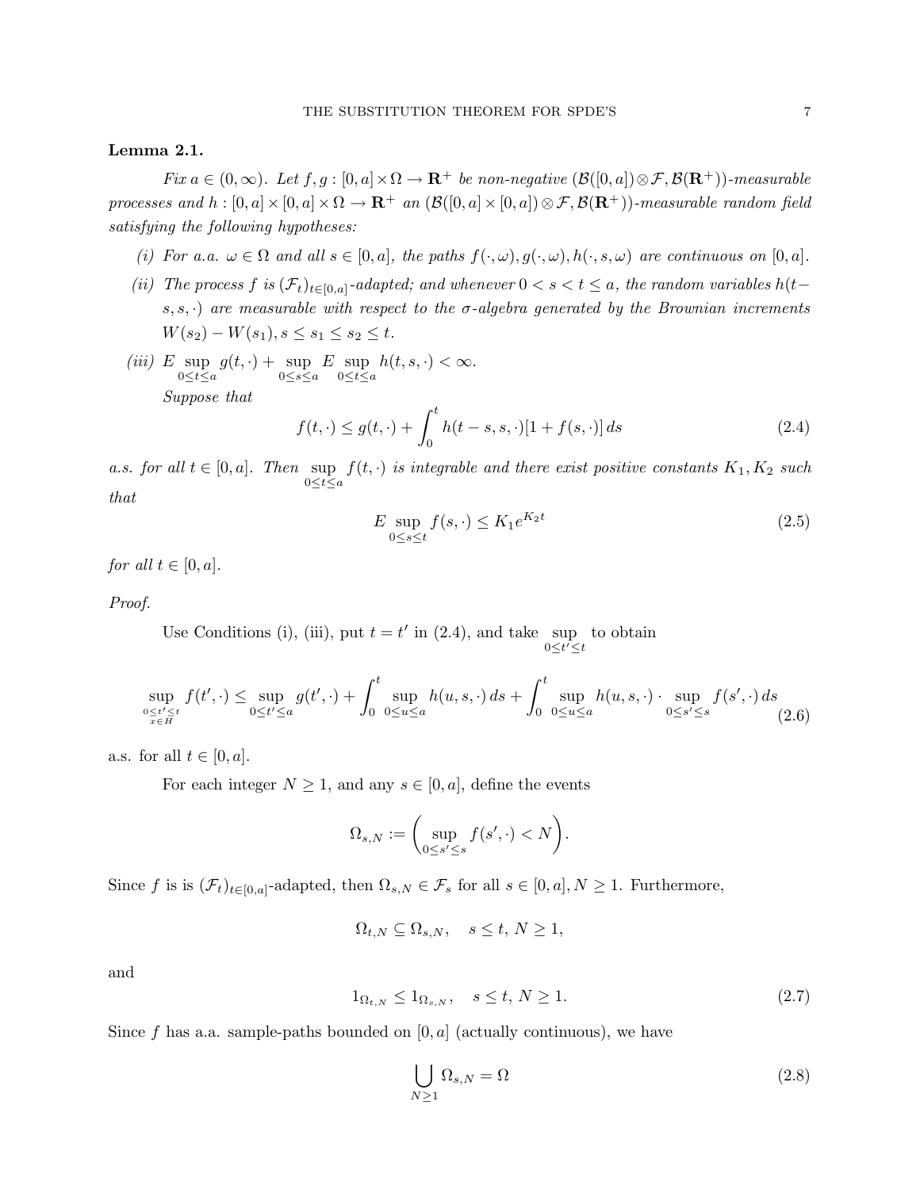**Lemma 2.1.**

*Fix $a \in (0,\infty)$. Let $f, g : [0,a]\times\Omega \to \mathbf{R}^+$ be non-negative $(\mathcal{B}([0,a])\otimes\mathcal{F}, \mathcal{B}(\mathbf{R}^+))$-measurable processes and $h : [0,a]\times[0,a]\times\Omega \to \mathbf{R}^+$ an $(\mathcal{B}([0,a]\times[0,a])\otimes\mathcal{F}, \mathcal{B}(\mathbf{R}^+))$-measurable random field satisfying the following hypotheses:*

- *(i) For a.a. $\omega \in \Omega$ and all $s \in [0,a]$, the paths $f(\cdot,\omega), g(\cdot,\omega), h(\cdot,s,\omega)$ are continuous on $[0,a]$.*
- *(ii) The process $f$ is $(\mathcal{F}_t)_{t\in[0,a]}$-adapted; and whenever $0 < s < t \le a$, the random variables $h(t-s,s,\cdot)$ are measurable with respect to the $\sigma$-algebra generated by the Brownian increments $W(s_2) - W(s_1), s \le s_1 \le s_2 \le t$.*
- *(iii) $E \sup\limits_{0\le t\le a} g(t,\cdot) + \sup\limits_{0\le s\le a} E \sup\limits_{0\le t\le a} h(t,s,\cdot) < \infty$.*

*Suppose that*

$$f(t,\cdot) \le g(t,\cdot) + \int_0^t h(t-s,s,\cdot)[1+f(s,\cdot)]\,ds \tag{2.4}$$

*a.s. for all $t \in [0,a]$. Then $\sup\limits_{0\le t\le a} f(t,\cdot)$ is integrable and there exist positive constants $K_1, K_2$ such that*

$$E \sup_{0\le s\le t} f(s,\cdot) \le K_1 e^{K_2 t} \tag{2.5}$$

*for all $t \in [0,a]$.*

*Proof.*

Use Conditions (i), (iii), put $t = t'$ in (2.4), and take $\sup\limits_{0\le t'\le t}$ to obtain

$$\sup_{\substack{0\le t'\le t\\ x\in H}} f(t',\cdot) \le \sup_{0\le t'\le a} g(t',\cdot) + \int_0^t \sup_{0\le u\le a} h(u,s,\cdot)\,ds + \int_0^t \sup_{0\le u\le a} h(u,s,\cdot)\cdot \sup_{0\le s'\le s} f(s',\cdot)\,ds \tag{2.6}$$

a.s. for all $t \in [0,a]$.

For each integer $N \ge 1$, and any $s \in [0,a]$, define the events

$$\Omega_{s,N} := \left(\sup_{0\le s'\le s} f(s',\cdot) < N\right).$$

Since $f$ is is $(\mathcal{F}_t)_{t\in[0,a]}$-adapted, then $\Omega_{s,N} \in \mathcal{F}_s$ for all $s \in [0,a], N \ge 1$. Furthermore,

$$\Omega_{t,N} \subseteq \Omega_{s,N}, \quad s \le t,\ N \ge 1,$$

and

$$1_{\Omega_{t,N}} \le 1_{\Omega_{s,N}}, \quad s \le t,\ N \ge 1. \tag{2.7}$$

Since $f$ has a.a. sample-paths bounded on $[0,a]$ (actually continuous), we have

$$\bigcup_{N\ge 1} \Omega_{s,N} = \Omega \tag{2.8}$$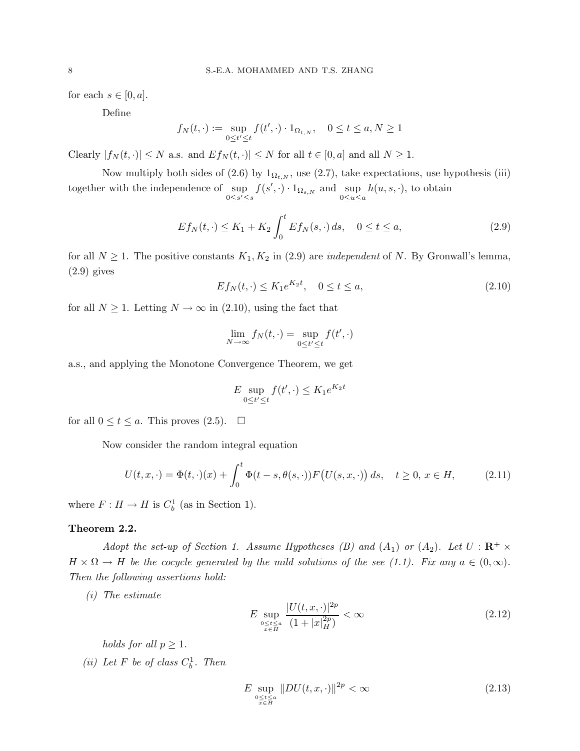for each $s \in [0, a]$.

Define

$$f_N(t, \cdot) := \sup_{0 \leq t' \leq t} f(t', \cdot) \cdot 1_{\Omega_{t,N}}, \quad 0 \leq t \leq a, N \geq 1$$

Clearly $|f_N(t, \cdot)| \leq N$ a.s. and $Ef_N(t, \cdot)| \leq N$ for all $t \in [0, a]$ and all $N \geq 1$.

Now multiply both sides of (2.6) by $1_{\Omega_{t,N}}$, use (2.7), take expectations, use hypothesis (iii) together with the independence of $\sup_{0 \leq s' \leq s} f(s', \cdot) \cdot 1_{\Omega_{s,N}}$ and $\sup_{0 \leq u \leq a} h(u, s, \cdot)$, to obtain

$$Ef_N(t, \cdot) \leq K_1 + K_2 \int_0^t Ef_N(s, \cdot)\, ds, \quad 0 \leq t \leq a, \tag{2.9}$$

for all $N \geq 1$. The positive constants $K_1, K_2$ in (2.9) are *independent* of $N$. By Gronwall's lemma, (2.9) gives

$$Ef_N(t, \cdot) \leq K_1 e^{K_2 t}, \quad 0 \leq t \leq a, \tag{2.10}$$

for all $N \geq 1$. Letting $N \to \infty$ in (2.10), using the fact that

$$\lim_{N \to \infty} f_N(t, \cdot) = \sup_{0 \leq t' \leq t} f(t', \cdot)$$

a.s., and applying the Monotone Convergence Theorem, we get

$$E \sup_{0 \leq t' \leq t} f(t', \cdot) \leq K_1 e^{K_2 t}$$

for all $0 \leq t \leq a$. This proves (2.5). $\square$

Now consider the random integral equation

$$U(t, x, \cdot) = \Phi(t, \cdot)(x) + \int_0^t \Phi(t - s, \theta(s, \cdot)) F\big(U(s, x, \cdot)\big)\, ds, \quad t \geq 0,\ x \in H, \tag{2.11}$$

where $F : H \to H$ is $C_b^1$ (as in Section 1).

**Theorem 2.2.**

*Adopt the set-up of Section 1. Assume Hypotheses (B) and $(A_1)$ or $(A_2)$. Let $U : \mathbf{R}^+ \times H \times \Omega \to H$ be the cocycle generated by the mild solutions of the see (1.1). Fix any $a \in (0, \infty)$. Then the following assertions hold:*

*(i) The estimate*

$$E \sup_{\substack{0 \leq t \leq a \\ x \in H}} \frac{|U(t, x, \cdot)|^{2p}}{(1 + |x|_H^{2p})} < \infty \tag{2.12}$$

*holds for all $p \geq 1$.*

*(ii) Let $F$ be of class $C_b^1$. Then*

$$E \sup_{\substack{0 \leq t \leq a \\ x \in H}} \|DU(t, x, \cdot)\|^{2p} < \infty \tag{2.13}$$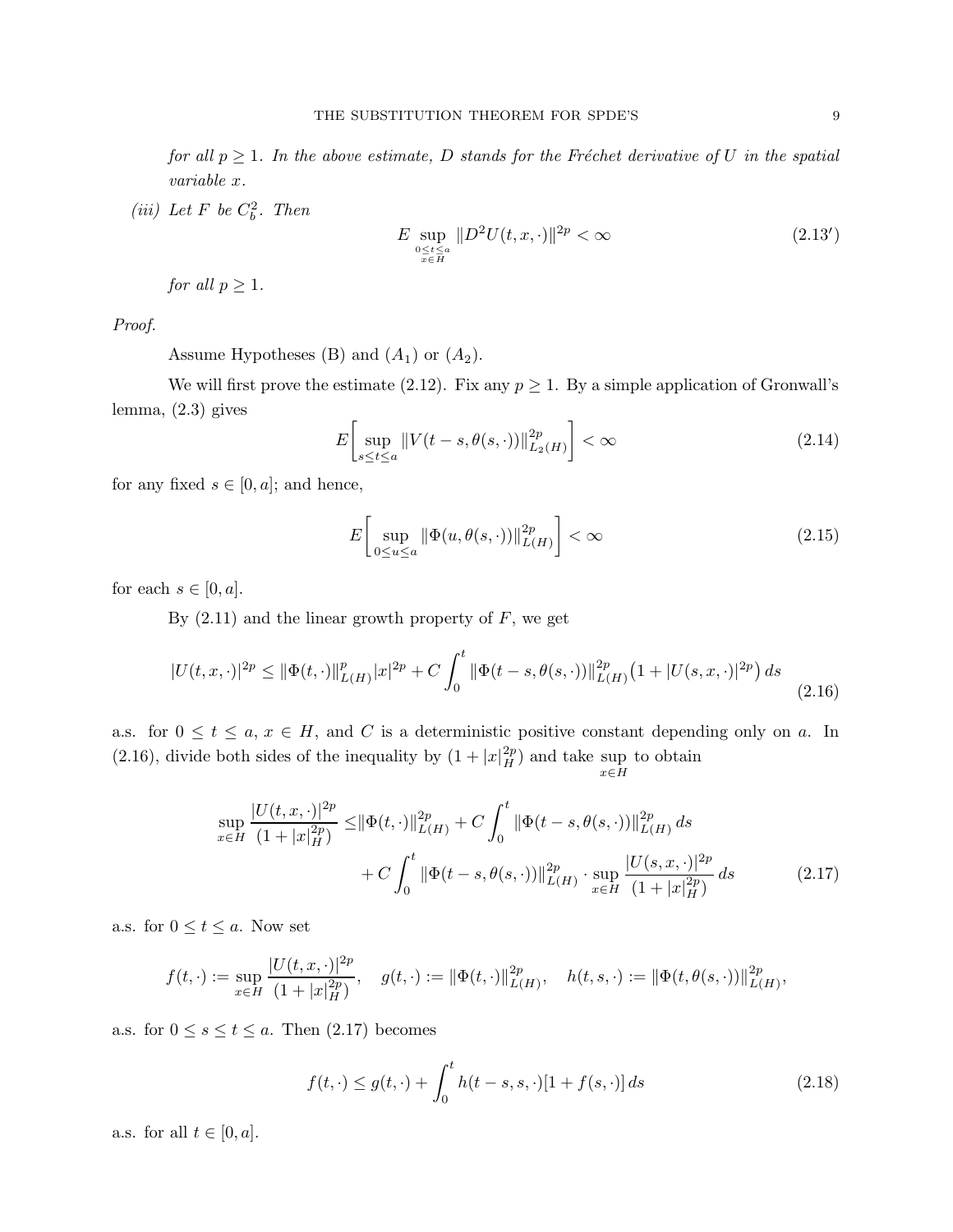*for all $p \geq 1$. In the above estimate, $D$ stands for the Fréchet derivative of $U$ in the spatial variable $x$.*

*(iii) Let $F$ be $C_b^2$. Then*

$$E \sup_{\substack{0 \leq t \leq a \\ x \in H}} \|D^2 U(t,x,\cdot)\|^{2p} < \infty \tag{2.13'}$$

*for all $p \geq 1$.*

*Proof.*

Assume Hypotheses (B) and $(A_1)$ or $(A_2)$.

We will first prove the estimate (2.12). Fix any $p \geq 1$. By a simple application of Gronwall's lemma, (2.3) gives

$$E\left[\sup_{s \leq t \leq a} \|V(t-s, \theta(s,\cdot))\|_{L_2(H)}^{2p}\right] < \infty \tag{2.14}$$

for any fixed $s \in [0,a]$; and hence,

$$E\left[\sup_{0 \leq u \leq a} \|\Phi(u, \theta(s,\cdot))\|_{L(H)}^{2p}\right] < \infty \tag{2.15}$$

for each $s \in [0,a]$.

By (2.11) and the linear growth property of $F$, we get

$$|U(t,x,\cdot)|^{2p} \leq \|\Phi(t,\cdot)\|_{L(H)}^{p} |x|^{2p} + C\int_0^t \|\Phi(t-s, \theta(s,\cdot))\|_{L(H)}^{2p} \big(1 + |U(s,x,\cdot)|^{2p}\big)\, ds \tag{2.16}$$

a.s. for $0 \leq t \leq a$, $x \in H$, and $C$ is a deterministic positive constant depending only on $a$. In (2.16), divide both sides of the inequality by $(1 + |x|_H^{2p})$ and take $\sup\limits_{x \in H}$ to obtain

$$\begin{aligned} \sup_{x \in H} \frac{|U(t,x,\cdot)|^{2p}}{(1+|x|_H^{2p})} \leq & \|\Phi(t,\cdot)\|_{L(H)}^{2p} + C\int_0^t \|\Phi(t-s, \theta(s,\cdot))\|_{L(H)}^{2p}\, ds \\ & + C\int_0^t \|\Phi(t-s,\theta(s,\cdot))\|_{L(H)}^{2p} \cdot \sup_{x \in H} \frac{|U(s,x,\cdot)|^{2p}}{(1+|x|_H^{2p})}\, ds \end{aligned} \tag{2.17}$$

a.s. for $0 \leq t \leq a$. Now set

$$f(t,\cdot) := \sup_{x \in H} \frac{|U(t,x,\cdot)|^{2p}}{(1+|x|_H^{2p})}, \quad g(t,\cdot) := \|\Phi(t,\cdot)\|_{L(H)}^{2p}, \quad h(t,s,\cdot) := \|\Phi(t,\theta(s,\cdot))\|_{L(H)}^{2p},$$

a.s. for $0 \leq s \leq t \leq a$. Then (2.17) becomes

$$f(t,\cdot) \leq g(t,\cdot) + \int_0^t h(t-s,s,\cdot)[1 + f(s,\cdot)]\, ds \tag{2.18}$$

a.s. for all $t \in [0,a]$.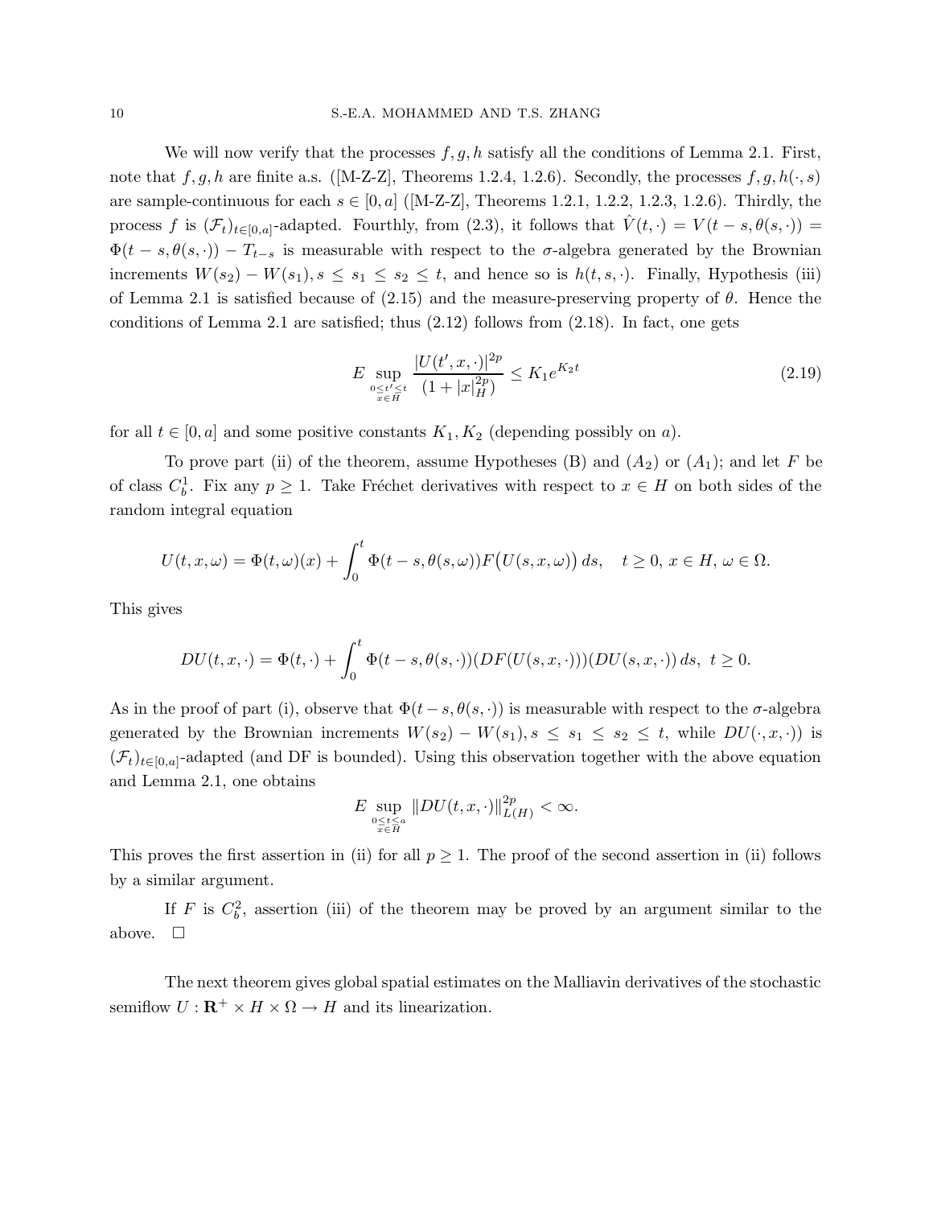We will now verify that the processes $f, g, h$ satisfy all the conditions of Lemma 2.1. First, note that $f, g, h$ are finite a.s. ([M-Z-Z], Theorems 1.2.4, 1.2.6). Secondly, the processes $f, g, h(\cdot, s)$ are sample-continuous for each $s \in [0, a]$ ([M-Z-Z], Theorems 1.2.1, 1.2.2, 1.2.3, 1.2.6). Thirdly, the process $f$ is $(\mathcal{F}_t)_{t \in [0,a]}$-adapted. Fourthly, from (2.3), it follows that $\hat{V}(t, \cdot) = V(t - s, \theta(s, \cdot)) = \Phi(t - s, \theta(s, \cdot)) - T_{t-s}$ is measurable with respect to the $\sigma$-algebra generated by the Brownian increments $W(s_2) - W(s_1), s \leq s_1 \leq s_2 \leq t$, and hence so is $h(t, s, \cdot)$. Finally, Hypothesis (iii) of Lemma 2.1 is satisfied because of (2.15) and the measure-preserving property of $\theta$. Hence the conditions of Lemma 2.1 are satisfied; thus (2.12) follows from (2.18). In fact, one gets

$$E \sup_{\substack{0 \leq t' \leq t \\ x \in H}} \frac{|U(t', x, \cdot)|^{2p}}{(1 + |x|_H^{2p})} \leq K_1 e^{K_2 t} \tag{2.19}$$

for all $t \in [0, a]$ and some positive constants $K_1, K_2$ (depending possibly on $a$).

To prove part (ii) of the theorem, assume Hypotheses (B) and $(A_2)$ or $(A_1)$; and let $F$ be of class $C_b^1$. Fix any $p \geq 1$. Take Fréchet derivatives with respect to $x \in H$ on both sides of the random integral equation

$$U(t, x, \omega) = \Phi(t, \omega)(x) + \int_0^t \Phi(t - s, \theta(s, \omega)) F\big(U(s, x, \omega)\big)\, ds, \quad t \geq 0,\ x \in H,\ \omega \in \Omega.$$

This gives

$$DU(t, x, \cdot) = \Phi(t, \cdot) + \int_0^t \Phi(t - s, \theta(s, \cdot))(DF(U(s, x, \cdot)))(DU(s, x, \cdot))\, ds, \ t \geq 0.$$

As in the proof of part (i), observe that $\Phi(t - s, \theta(s, \cdot))$ is measurable with respect to the $\sigma$-algebra generated by the Brownian increments $W(s_2) - W(s_1), s \leq s_1 \leq s_2 \leq t$, while $DU(\cdot, x, \cdot))$ is $(\mathcal{F}_t)_{t \in [0,a]}$-adapted (and DF is bounded). Using this observation together with the above equation and Lemma 2.1, one obtains

$$E \sup_{\substack{0 \leq t \leq a \\ x \in H}} \|DU(t, x, \cdot)\|_{L(H)}^{2p} < \infty.$$

This proves the first assertion in (ii) for all $p \geq 1$. The proof of the second assertion in (ii) follows by a similar argument.

If $F$ is $C_b^2$, assertion (iii) of the theorem may be proved by an argument similar to the above. $\square$

The next theorem gives global spatial estimates on the Malliavin derivatives of the stochastic semiflow $U : \mathbf{R}^+ \times H \times \Omega \to H$ and its linearization.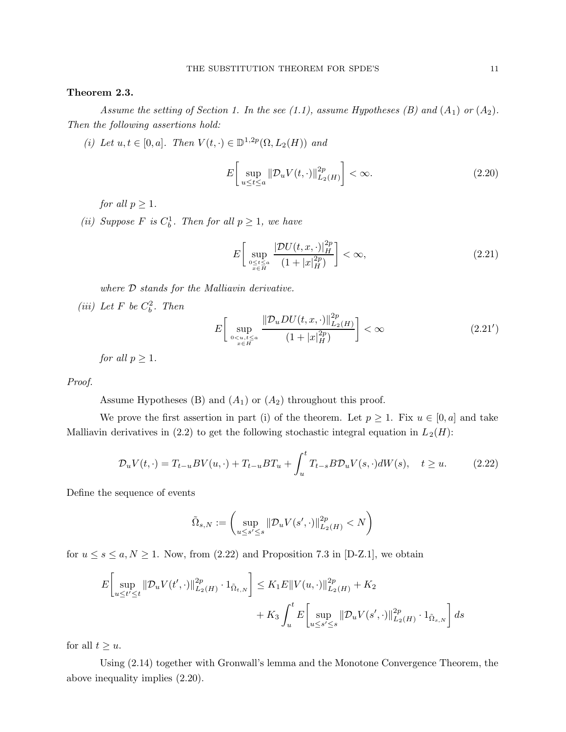**Theorem 2.3.**

*Assume the setting of Section 1. In the see (1.1), assume Hypotheses (B) and $(A_1)$ or $(A_2)$. Then the following assertions hold:*

*(i) Let $u, t \in [0, a]$. Then $V(t, \cdot) \in \mathbb{D}^{1,2p}(\Omega, L_2(H))$ and*

$$E\bigg[\sup_{u \le t \le a} \|\mathcal{D}_u V(t, \cdot)\|^{2p}_{L_2(H)}\bigg] < \infty. \tag{2.20}$$

*for all $p \ge 1$.*

*(ii) Suppose $F$ is $C^1_b$. Then for all $p \ge 1$, we have*

$$E\bigg[\sup_{\substack{0 \le t \le a \\ x \in H}} \frac{|\mathcal{D}U(t, x, \cdot)|^{2p}_H}{(1 + |x|^{2p}_H)}\bigg] < \infty, \tag{2.21}$$

*where $\mathcal{D}$ stands for the Malliavin derivative.*

*(iii) Let $F$ be $C^2_b$. Then*

$$E\bigg[\sup_{\substack{0 < u, t \le a \\ x \in H}} \frac{\|\mathcal{D}_u DU(t, x, \cdot)\|^{2p}_{L_2(H)}}{(1 + |x|^{2p}_H)}\bigg] < \infty \tag{2.21$'$}$$

*for all $p \ge 1$.*

*Proof.*

Assume Hypotheses (B) and $(A_1)$ or $(A_2)$ throughout this proof.

We prove the first assertion in part (i) of the theorem. Let $p \ge 1$. Fix $u \in [0, a]$ and take Malliavin derivatives in (2.2) to get the following stochastic integral equation in $L_2(H)$:

$$\mathcal{D}_u V(t, \cdot) = T_{t-u} B V(u, \cdot) + T_{t-u} B T_u + \int_u^t T_{t-s} B \mathcal{D}_u V(s, \cdot) dW(s), \quad t \ge u. \tag{2.22}$$

Define the sequence of events

$$\tilde{\Omega}_{s,N} := \bigg(\sup_{u \le s' \le s} \|\mathcal{D}_u V(s', \cdot)\|^{2p}_{L_2(H)} < N\bigg)$$

for $u \le s \le a, N \ge 1$. Now, from (2.22) and Proposition 7.3 in [D-Z.1], we obtain

$$\begin{aligned} E\bigg[\sup_{u \le t' \le t} \|\mathcal{D}_u V(t', \cdot)\|^{2p}_{L_2(H)} \cdot 1_{\tilde{\Omega}_{t,N}}\bigg] &\le K_1 E\|V(u, \cdot)\|^{2p}_{L_2(H)} + K_2 \\ &\quad + K_3 \int_u^t E\bigg[\sup_{u \le s' \le s} \|\mathcal{D}_u V(s', \cdot)\|^{2p}_{L_2(H)} \cdot 1_{\tilde{\Omega}_{s,N}}\bigg] ds \end{aligned}$$

for all $t \ge u$.

Using (2.14) together with Gronwall's lemma and the Monotone Convergence Theorem, the above inequality implies (2.20).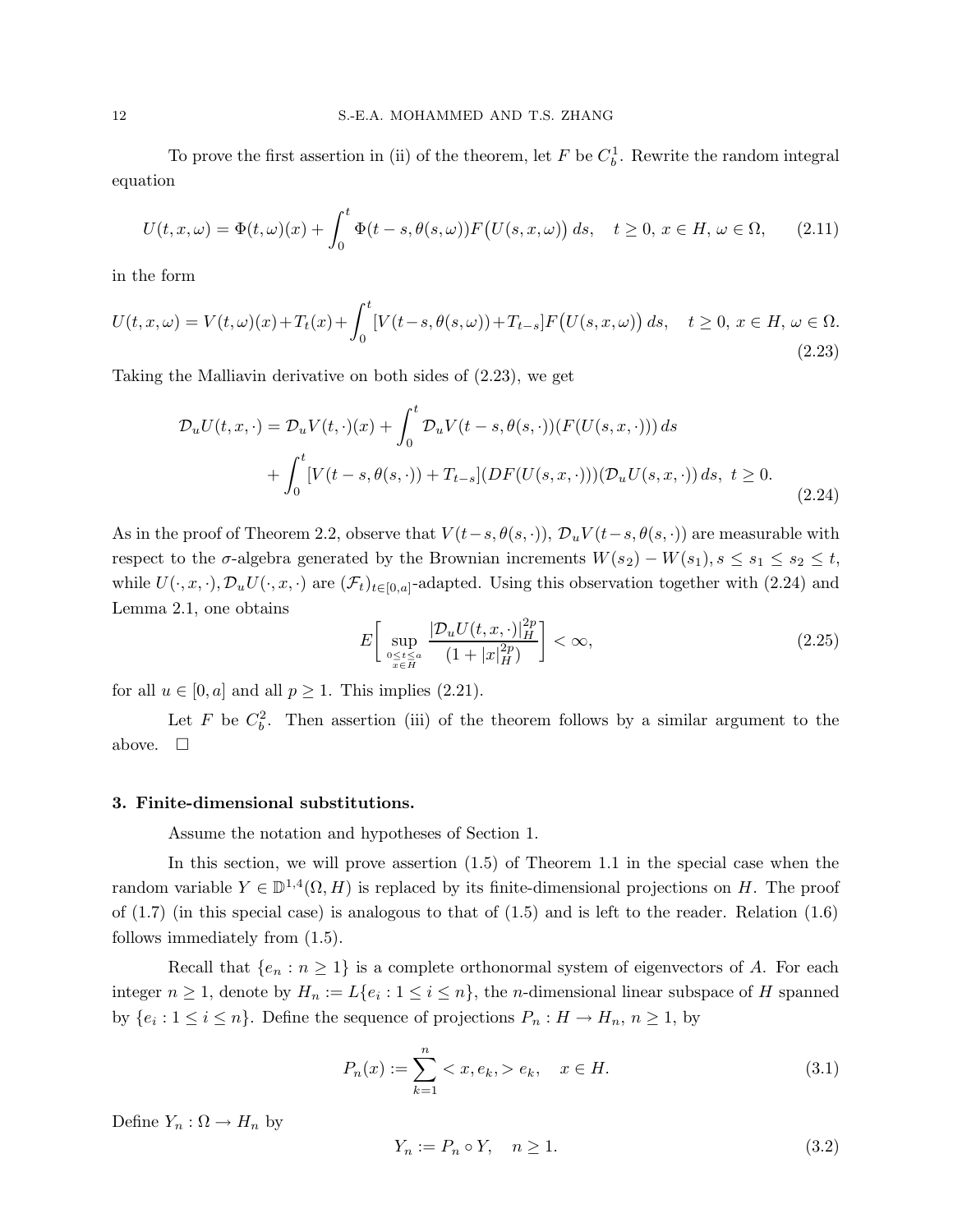To prove the first assertion in (ii) of the theorem, let $F$ be $C_b^1$. Rewrite the random integral equation

$$U(t,x,\omega) = \Phi(t,\omega)(x) + \int_0^t \Phi(t-s,\theta(s,\omega))F\big(U(s,x,\omega)\big)\,ds, \quad t \geq 0,\ x \in H,\ \omega \in \Omega, \tag{2.11}$$

in the form

$$U(t,x,\omega) = V(t,\omega)(x) + T_t(x) + \int_0^t [V(t-s,\theta(s,\omega)) + T_{t-s}]F\big(U(s,x,\omega)\big)\,ds, \quad t \geq 0,\ x \in H,\ \omega \in \Omega. \tag{2.23}$$

Taking the Malliavin derivative on both sides of (2.23), we get

$$\begin{aligned} \mathcal{D}_u U(t,x,\cdot) &= \mathcal{D}_u V(t,\cdot)(x) + \int_0^t \mathcal{D}_u V(t-s,\theta(s,\cdot))(F(U(s,x,\cdot)))\,ds \\ &\quad + \int_0^t [V(t-s,\theta(s,\cdot)) + T_{t-s}](DF(U(s,x,\cdot)))(\mathcal{D}_u U(s,x,\cdot))\,ds,\ t \geq 0. \end{aligned} \tag{2.24}$$

As in the proof of Theorem 2.2, observe that $V(t-s,\theta(s,\cdot))$, $\mathcal{D}_u V(t-s,\theta(s,\cdot))$ are measurable with respect to the $\sigma$-algebra generated by the Brownian increments $W(s_2) - W(s_1), s \leq s_1 \leq s_2 \leq t$, while $U(\cdot,x,\cdot), \mathcal{D}_u U(\cdot,x,\cdot)$ are $(\mathcal{F}_t)_{t\in[0,a]}$-adapted. Using this observation together with (2.24) and Lemma 2.1, one obtains

$$E\bigg[\sup_{\substack{0\leq t\leq a\\ x\in H}} \frac{|\mathcal{D}_u U(t,x,\cdot)|_H^{2p}}{(1+|x|_H^{2p})}\bigg] < \infty, \tag{2.25}$$

for all $u \in [0,a]$ and all $p \geq 1$. This implies (2.21).

Let $F$ be $C_b^2$. Then assertion (iii) of the theorem follows by a similar argument to the above. $\square$

## 3. Finite-dimensional substitutions.

Assume the notation and hypotheses of Section 1.

In this section, we will prove assertion (1.5) of Theorem 1.1 in the special case when the random variable $Y \in \mathbb{D}^{1,4}(\Omega, H)$ is replaced by its finite-dimensional projections on $H$. The proof of (1.7) (in this special case) is analogous to that of (1.5) and is left to the reader. Relation (1.6) follows immediately from (1.5).

Recall that $\{e_n : n \geq 1\}$ is a complete orthonormal system of eigenvectors of $A$. For each integer $n \geq 1$, denote by $H_n := L\{e_i : 1 \leq i \leq n\}$, the $n$-dimensional linear subspace of $H$ spanned by $\{e_i : 1 \leq i \leq n\}$. Define the sequence of projections $P_n : H \to H_n$, $n \geq 1$, by

$$P_n(x) := \sum_{k=1}^{n} <x, e_k,> e_k, \quad x \in H. \tag{3.1}$$

Define $Y_n : \Omega \to H_n$ by

$$Y_n := P_n \circ Y, \quad n \geq 1. \tag{3.2}$$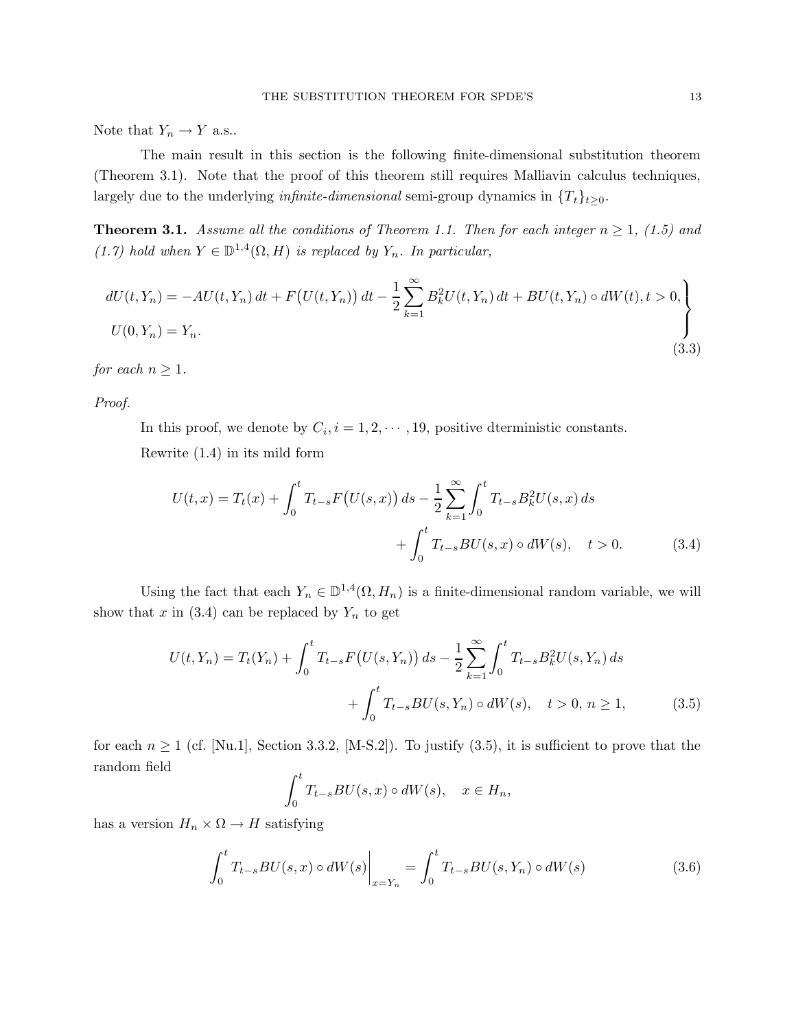Note that $Y_n \to Y$ a.s..

The main result in this section is the following finite-dimensional substitution theorem (Theorem 3.1). Note that the proof of this theorem still requires Malliavin calculus techniques, largely due to the underlying *infinite-dimensional* semi-group dynamics in $\{T_t\}_{t\geq 0}$.

**Theorem 3.1.** *Assume all the conditions of Theorem 1.1. Then for each integer $n \geq 1$, (1.5) and (1.7) hold when $Y \in \mathbb{D}^{1,4}(\Omega, H)$ is replaced by $Y_n$. In particular,*

$$
\left.
\begin{aligned}
&dU(t,Y_n) = -AU(t,Y_n)\,dt + F\big(U(t,Y_n)\big)\,dt - \frac{1}{2}\sum_{k=1}^{\infty} B_k^2 U(t,Y_n)\,dt + BU(t,Y_n)\circ dW(t), t > 0,\\
&U(0,Y_n) = Y_n.
\end{aligned}
\right\}
\tag{3.3}
$$

*for each $n \geq 1$.*

*Proof.*

In this proof, we denote by $C_i, i = 1, 2, \cdots, 19$, positive dterministic constants.

Rewrite (1.4) in its mild form

$$
\begin{aligned}
U(t,x) = T_t(x) + \int_0^t T_{t-s}F\big(U(s,x)\big)\,ds - \frac{1}{2}\sum_{k=1}^{\infty}\int_0^t T_{t-s}B_k^2 U(s,x)\,ds\\
+ \int_0^t T_{t-s}BU(s,x)\circ dW(s), \quad t > 0.
\end{aligned}
\tag{3.4}
$$

Using the fact that each $Y_n \in \mathbb{D}^{1,4}(\Omega, H_n)$ is a finite-dimensional random variable, we will show that $x$ in (3.4) can be replaced by $Y_n$ to get

$$
\begin{aligned}
U(t,Y_n) = T_t(Y_n) + \int_0^t T_{t-s}F\big(U(s,Y_n)\big)\,ds - \frac{1}{2}\sum_{k=1}^{\infty}\int_0^t T_{t-s}B_k^2 U(s,Y_n)\,ds\\
+ \int_0^t T_{t-s}BU(s,Y_n)\circ dW(s), \quad t > 0,\ n \geq 1,
\end{aligned}
\tag{3.5}
$$

for each $n \geq 1$ (cf. [Nu.1], Section 3.3.2, [M-S.2]). To justify (3.5), it is sufficient to prove that the random field

$$
\int_0^t T_{t-s}BU(s,x)\circ dW(s), \quad x \in H_n,
$$

has a version $H_n \times \Omega \to H$ satisfying

$$
\left.\int_0^t T_{t-s}BU(s,x)\circ dW(s)\right|_{x=Y_n} = \int_0^t T_{t-s}BU(s,Y_n)\circ dW(s)
\tag{3.6}
$$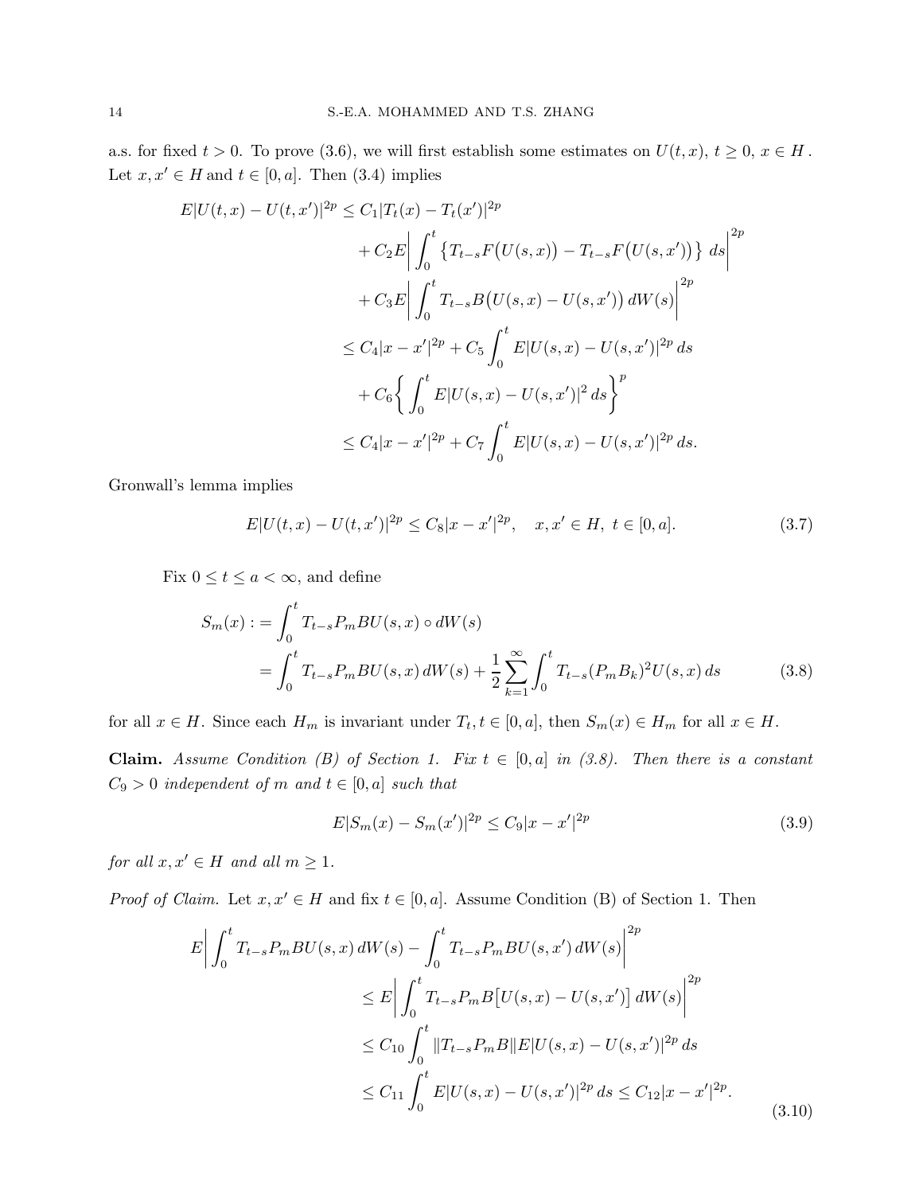a.s. for fixed $t > 0$. To prove (3.6), we will first establish some estimates on $U(t,x)$, $t \geq 0$, $x \in H$. Let $x, x' \in H$ and $t \in [0,a]$. Then (3.4) implies

$$
\begin{aligned}
E|U(t,x) - U(t,x')|^{2p} &\leq C_1 |T_t(x) - T_t(x')|^{2p} \\
&\quad + C_2 E \bigg| \int_0^t \big\{ T_{t-s} F\big(U(s,x)\big) - T_{t-s} F\big(U(s,x')\big) \big\} \, ds \bigg|^{2p} \\
&\quad + C_3 E \bigg| \int_0^t T_{t-s} B\big(U(s,x) - U(s,x')\big) \, dW(s) \bigg|^{2p} \\
&\leq C_4 |x - x'|^{2p} + C_5 \int_0^t E|U(s,x) - U(s,x')|^{2p} \, ds \\
&\quad + C_6 \bigg\{ \int_0^t E|U(s,x) - U(s,x')|^2 \, ds \bigg\}^p \\
&\leq C_4 |x - x'|^{2p} + C_7 \int_0^t E|U(s,x) - U(s,x')|^{2p} \, ds.
\end{aligned}
$$

Gronwall's lemma implies

$$
E|U(t,x) - U(t,x')|^{2p} \leq C_8 |x - x'|^{2p}, \quad x, x' \in H, \ t \in [0,a]. \tag{3.7}
$$

Fix $0 \leq t \leq a < \infty$, and define

$$
\begin{aligned}
S_m(x) :&= \int_0^t T_{t-s} P_m B U(s,x) \circ dW(s) \\
&= \int_0^t T_{t-s} P_m B U(s,x) \, dW(s) + \frac{1}{2} \sum_{k=1}^{\infty} \int_0^t T_{t-s} (P_m B_k)^2 U(s,x) \, ds
\end{aligned} \tag{3.8}
$$

for all $x \in H$. Since each $H_m$ is invariant under $T_t, t \in [0,a]$, then $S_m(x) \in H_m$ for all $x \in H$.

**Claim.** *Assume Condition (B) of Section 1. Fix $t \in [0,a]$ in (3.8). Then there is a constant $C_9 > 0$ independent of $m$ and $t \in [0,a]$ such that*

$$
E|S_m(x) - S_m(x')|^{2p} \leq C_9 |x - x'|^{2p} \tag{3.9}
$$

*for all $x, x' \in H$ and all $m \geq 1$.*

*Proof of Claim.* Let $x, x' \in H$ and fix $t \in [0,a]$. Assume Condition (B) of Section 1. Then

$$
\begin{aligned}
E \bigg| \int_0^t T_{t-s} P_m B U(s,x) \, dW(s) - \int_0^t T_{t-s} P_m B U(s,x') \, dW(s) \bigg|^{2p} \\
&\leq E \bigg| \int_0^t T_{t-s} P_m B \big[U(s,x) - U(s,x')\big] \, dW(s) \bigg|^{2p} \\
&\leq C_{10} \int_0^t \|T_{t-s} P_m B\| E|U(s,x) - U(s,x')|^{2p} \, ds \\
&\leq C_{11} \int_0^t E|U(s,x) - U(s,x')|^{2p} \, ds \leq C_{12} |x - x'|^{2p}.
\end{aligned} \tag{3.10}
$$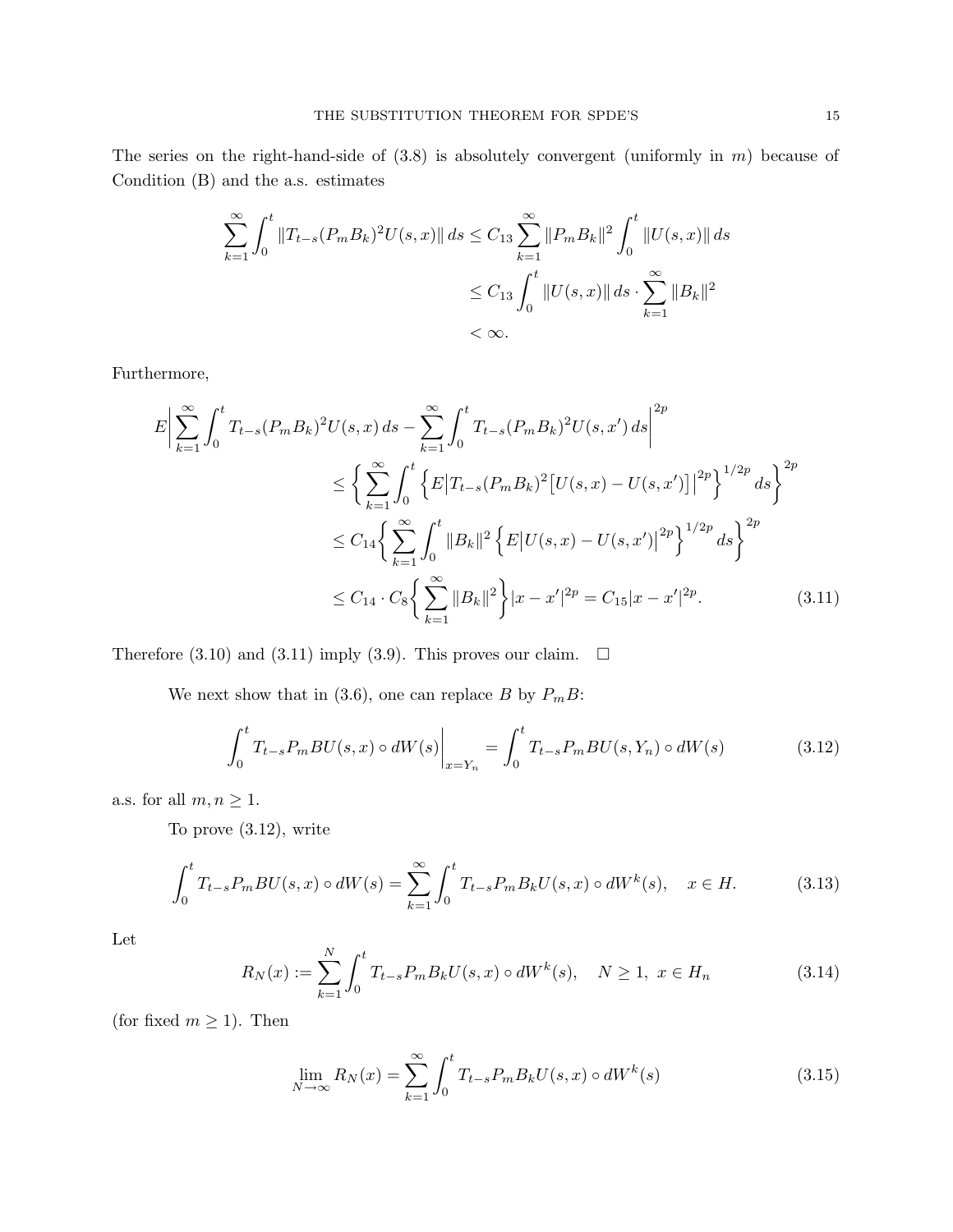The series on the right-hand-side of (3.8) is absolutely convergent (uniformly in $m$) because of Condition (B) and the a.s. estimates

$$
\begin{aligned}
\sum_{k=1}^{\infty} \int_0^t \|T_{t-s}(P_m B_k)^2 U(s,x)\| \, ds &\leq C_{13} \sum_{k=1}^{\infty} \|P_m B_k\|^2 \int_0^t \|U(s,x)\| \, ds \\
&\leq C_{13} \int_0^t \|U(s,x)\| \, ds \cdot \sum_{k=1}^{\infty} \|B_k\|^2 \\
&< \infty.
\end{aligned}
$$

Furthermore,

$$
\begin{aligned}
E\Big| \sum_{k=1}^{\infty} \int_0^t T_{t-s}(P_m B_k)^2 U(s,x) \, ds - \sum_{k=1}^{\infty} \int_0^t T_{t-s}(P_m B_k)^2 U(s,x') \, ds \Big|^{2p} \\
\leq \Big\{ \sum_{k=1}^{\infty} \int_0^t \Big\{ E\big|T_{t-s}(P_m B_k)^2 \big[U(s,x) - U(s,x')\big]\big|^{2p} \Big\}^{1/2p} ds \Big\}^{2p} \\
\leq C_{14} \Big\{ \sum_{k=1}^{\infty} \int_0^t \|B_k\|^2 \Big\{ E\big|U(s,x) - U(s,x')\big|^{2p} \Big\}^{1/2p} ds \Big\}^{2p} \\
\leq C_{14} \cdot C_8 \Big\{ \sum_{k=1}^{\infty} \|B_k\|^2 \Big\} |x - x'|^{2p} = C_{15} |x - x'|^{2p}. \qquad (3.11)
\end{aligned}
$$

Therefore (3.10) and (3.11) imply (3.9). This proves our claim. □

We next show that in (3.6), one can replace $B$ by $P_m B$:

$$
\int_0^t T_{t-s} P_m B U(s,x) \circ dW(s) \Big|_{x=Y_n} = \int_0^t T_{t-s} P_m B U(s,Y_n) \circ dW(s) \qquad (3.12)
$$

a.s. for all $m, n \geq 1$.

To prove (3.12), write

$$
\int_0^t T_{t-s} P_m B U(s,x) \circ dW(s) = \sum_{k=1}^{\infty} \int_0^t T_{t-s} P_m B_k U(s,x) \circ dW^k(s), \quad x \in H. \qquad (3.13)
$$

Let

$$
R_N(x) := \sum_{k=1}^{N} \int_0^t T_{t-s} P_m B_k U(s,x) \circ dW^k(s), \quad N \geq 1, \ x \in H_n \qquad (3.14)
$$

(for fixed $m \geq 1$). Then

$$
\lim_{N \to \infty} R_N(x) = \sum_{k=1}^{\infty} \int_0^t T_{t-s} P_m B_k U(s,x) \circ dW^k(s) \qquad (3.15)
$$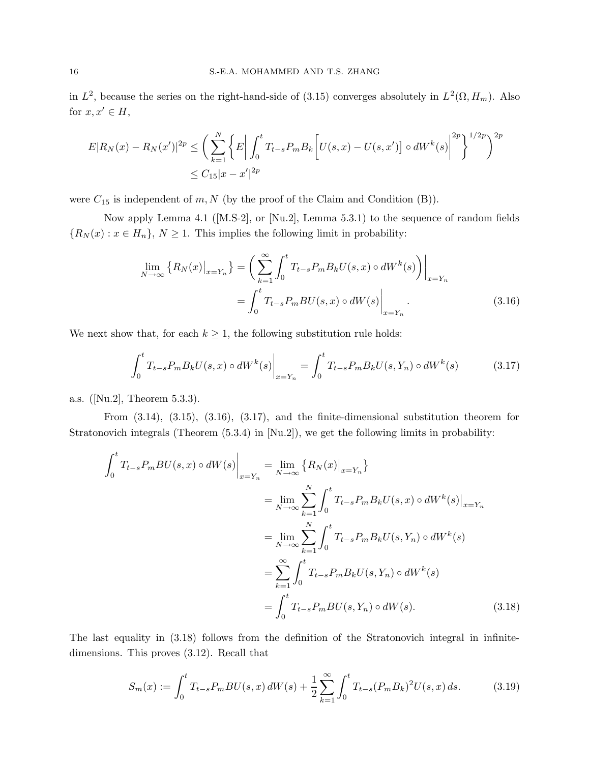in $L^2$, because the series on the right-hand-side of (3.15) converges absolutely in $L^2(\Omega, H_m)$. Also for $x, x' \in H$,

$$E|R_N(x) - R_N(x')|^{2p} \le \bigg( \sum_{k=1}^{N} \bigg\{ E\bigg| \int_0^t T_{t-s} P_m B_k \Big[ U(s,x) - U(s,x') \Big] \circ dW^k(s) \bigg|^{2p} \bigg\}^{1/2p} \bigg)^{2p}$$
$$\le C_{15} |x - x'|^{2p}$$

were $C_{15}$ is independent of $m, N$ (by the proof of the Claim and Condition (B)).

Now apply Lemma 4.1 ([M.S-2], or [Nu.2], Lemma 5.3.1) to the sequence of random fields $\{R_N(x) : x \in H_n\}$, $N \ge 1$. This implies the following limit in probability:

$$\lim_{N\to\infty} \big\{ R_N(x)\big|_{x=Y_n} \big\} = \bigg( \sum_{k=1}^{\infty} \int_0^t T_{t-s} P_m B_k U(s,x) \circ dW^k(s) \bigg) \bigg|_{x=Y_n}$$
$$= \int_0^t T_{t-s} P_m B U(s,x) \circ dW(s) \bigg|_{x=Y_n}. \tag{3.16}$$

We next show that, for each $k \ge 1$, the following substitution rule holds:

$$\int_0^t T_{t-s} P_m B_k U(s,x) \circ dW^k(s) \bigg|_{x=Y_n} = \int_0^t T_{t-s} P_m B_k U(s, Y_n) \circ dW^k(s) \tag{3.17}$$

a.s. ([Nu.2], Theorem 5.3.3).

From (3.14), (3.15), (3.16), (3.17), and the finite-dimensional substitution theorem for Stratonovich integrals (Theorem (5.3.4) in [Nu.2]), we get the following limits in probability:

$$\begin{aligned}
\int_0^t T_{t-s} P_m B U(s,x) \circ dW(s) \bigg|_{x=Y_n} &= \lim_{N\to\infty} \big\{ R_N(x)\big|_{x=Y_n} \big\} \\
&= \lim_{N\to\infty} \sum_{k=1}^{N} \int_0^t T_{t-s} P_m B_k U(s,x) \circ dW^k(s) \big|_{x=Y_n} \\
&= \lim_{N\to\infty} \sum_{k=1}^{N} \int_0^t T_{t-s} P_m B_k U(s,Y_n) \circ dW^k(s) \\
&= \sum_{k=1}^{\infty} \int_0^t T_{t-s} P_m B_k U(s,Y_n) \circ dW^k(s) \\
&= \int_0^t T_{t-s} P_m B U(s,Y_n) \circ dW(s).
\end{aligned} \tag{3.18}$$

The last equality in (3.18) follows from the definition of the Stratonovich integral in infinite-dimensions. This proves (3.12). Recall that

$$S_m(x) := \int_0^t T_{t-s} P_m B U(s,x)\, dW(s) + \frac{1}{2} \sum_{k=1}^{\infty} \int_0^t T_{t-s} (P_m B_k)^2 U(s,x)\, ds. \tag{3.19}$$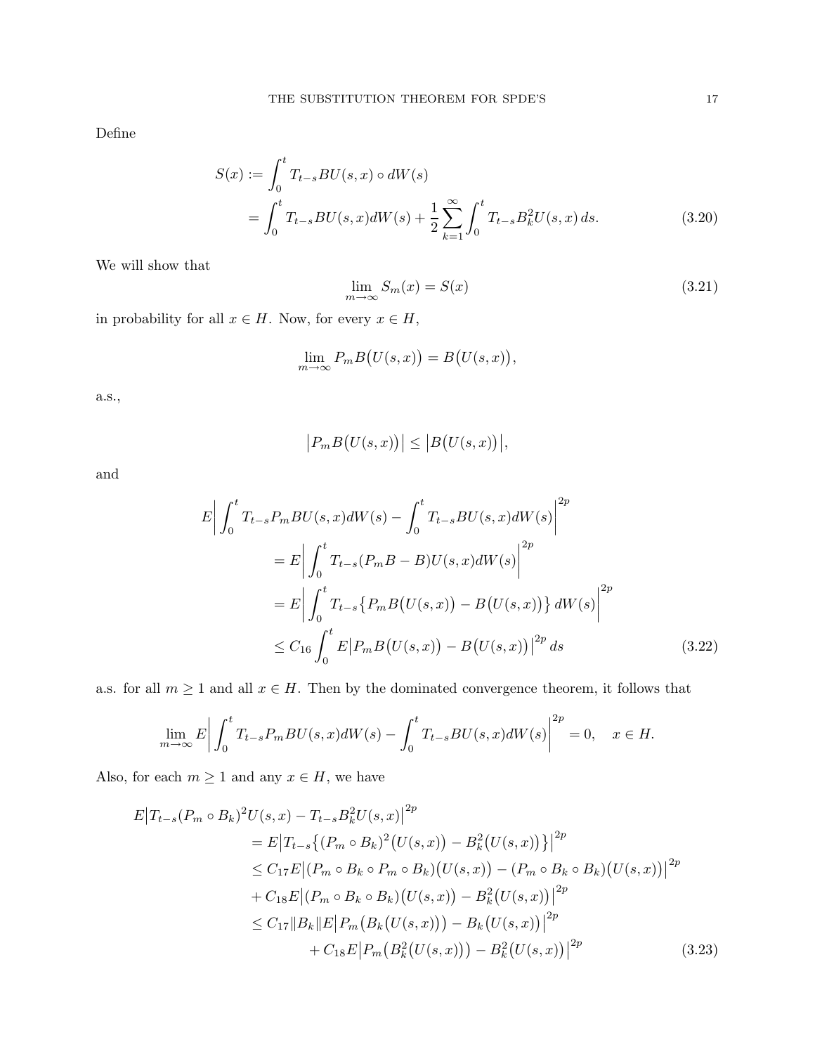Define

$$
\begin{aligned}
S(x) &:= \int_0^t T_{t-s} BU(s,x) \circ dW(s) \\
&= \int_0^t T_{t-s} BU(s,x) dW(s) + \frac{1}{2} \sum_{k=1}^{\infty} \int_0^t T_{t-s} B_k^2 U(s,x)\, ds. 
\end{aligned}
\tag{3.20}
$$

We will show that

$$
\lim_{m\to\infty} S_m(x) = S(x) \tag{3.21}
$$

in probability for all $x \in H$. Now, for every $x \in H$,

$$
\lim_{m\to\infty} P_m B\big(U(s,x)\big) = B\big(U(s,x)\big),
$$

a.s.,

$$
\big|P_m B\big(U(s,x)\big)\big| \leq \big|B\big(U(s,x)\big)\big|,
$$

and

$$
\begin{aligned}
E\bigg| \int_0^t T_{t-s} P_m BU(s,x) dW(s) &- \int_0^t T_{t-s} BU(s,x) dW(s) \bigg|^{2p} \\
&= E\bigg| \int_0^t T_{t-s} (P_m B - B) U(s,x) dW(s) \bigg|^{2p} \\
&= E\bigg| \int_0^t T_{t-s} \big\{ P_m B\big(U(s,x)\big) - B\big(U(s,x)\big) \big\}\, dW(s) \bigg|^{2p} \\
&\leq C_{16} \int_0^t E\big| P_m B\big(U(s,x)\big) - B\big(U(s,x)\big) \big|^{2p}\, ds
\end{aligned}
\tag{3.22}
$$

a.s. for all $m \geq 1$ and all $x \in H$. Then by the dominated convergence theorem, it follows that

$$
\lim_{m\to\infty} E\bigg| \int_0^t T_{t-s} P_m BU(s,x) dW(s) - \int_0^t T_{t-s} BU(s,x) dW(s) \bigg|^{2p} = 0, \quad x \in H.
$$

Also, for each $m \geq 1$ and any $x \in H$, we have

$$
\begin{aligned}
E\big|T_{t-s}(P_m \circ B_k)^2 U(s,x) &- T_{t-s} B_k^2 U(s,x)\big|^{2p} \\
&= E\big| T_{t-s} \big\{ (P_m \circ B_k)^2 \big(U(s,x)\big) - B_k^2\big(U(s,x)\big) \big\} \big|^{2p} \\
&\leq C_{17} E\big| (P_m \circ B_k \circ P_m \circ B_k)\big(U(s,x)\big) - (P_m \circ B_k \circ B_k)\big(U(s,x)\big) \big|^{2p} \\
&\quad + C_{18} E\big| (P_m \circ B_k \circ B_k)\big(U(s,x)\big) - B_k^2\big(U(s,x)\big) \big|^{2p} \\
&\leq C_{17} \|B_k\| E\big| P_m\big(B_k\big(U(s,x)\big)\big) - B_k\big(U(s,x)\big) \big|^{2p} \\
&\qquad + C_{18} E\big| P_m\big(B_k^2\big(U(s,x)\big)\big) - B_k^2\big(U(s,x)\big) \big|^{2p}
\end{aligned}
\tag{3.23}
$$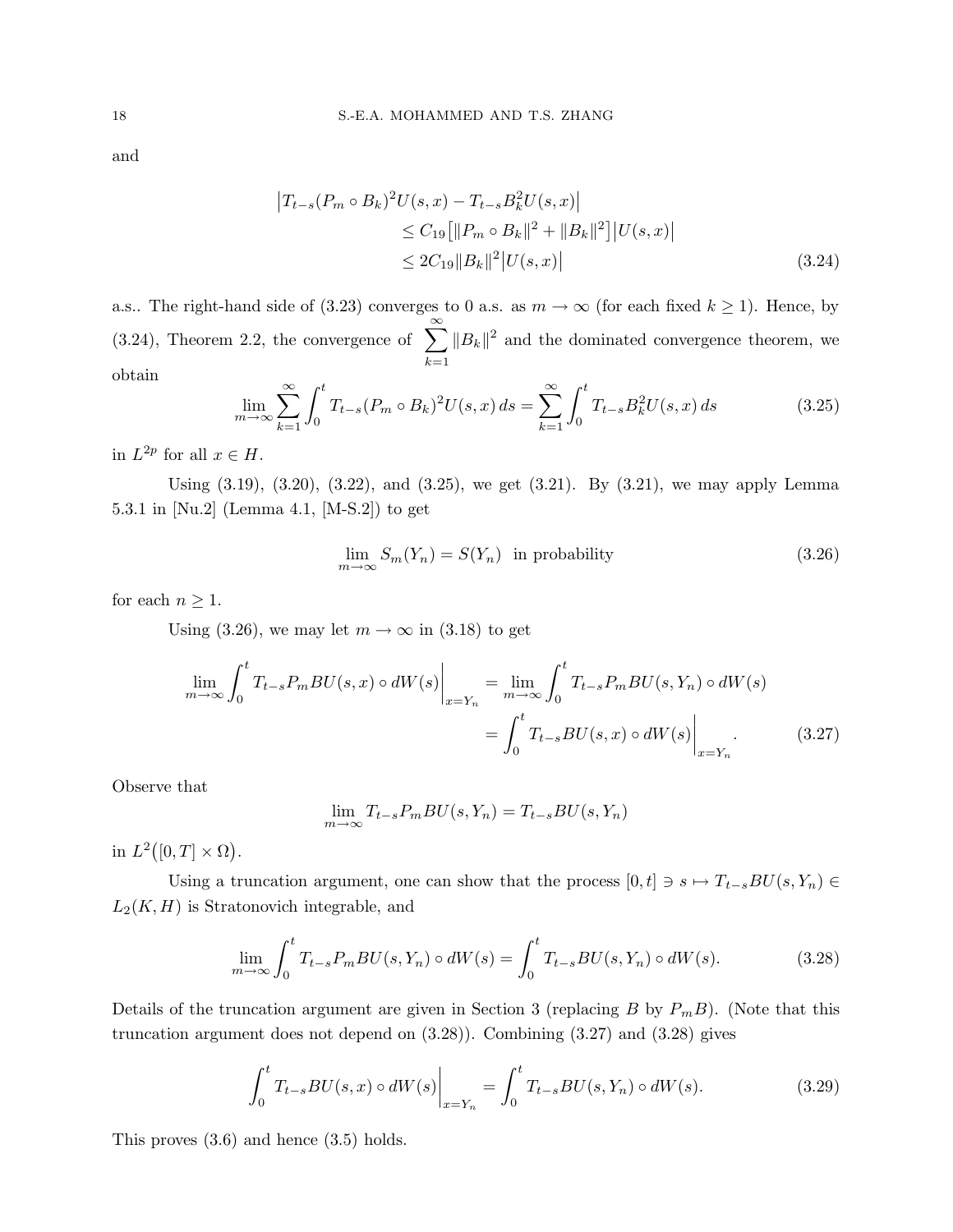and

$$\begin{aligned}
\big|T_{t-s}(P_m \circ B_k)^2 U(s,x) - T_{t-s}B_k^2 U(s,x)\big| \\
&\leq C_{19}\big[\|P_m \circ B_k\|^2 + \|B_k\|^2\big]\big|U(s,x)\big| \\
&\leq 2C_{19}\|B_k\|^2\big|U(s,x)\big| \qquad (3.24)
\end{aligned}$$

a.s.. The right-hand side of (3.23) converges to 0 a.s. as $m \to \infty$ (for each fixed $k \geq 1$). Hence, by (3.24), Theorem 2.2, the convergence of $\sum_{k=1}^{\infty} \|B_k\|^2$ and the dominated convergence theorem, we obtain

$$\lim_{m\to\infty} \sum_{k=1}^{\infty} \int_0^t T_{t-s}(P_m \circ B_k)^2 U(s,x)\, ds = \sum_{k=1}^{\infty} \int_0^t T_{t-s} B_k^2 U(s,x)\, ds \qquad (3.25)$$

in $L^{2p}$ for all $x \in H$.

Using (3.19), (3.20), (3.22), and (3.25), we get (3.21). By (3.21), we may apply Lemma 5.3.1 in [Nu.2] (Lemma 4.1, [M-S.2]) to get

$$\lim_{m\to\infty} S_m(Y_n) = S(Y_n) \;\text{ in probability} \qquad (3.26)$$

for each $n \geq 1$.

Using (3.26), we may let $m \to \infty$ in (3.18) to get

$$\begin{aligned}
\lim_{m\to\infty} \int_0^t T_{t-s} P_m B U(s,x) \circ dW(s)\bigg|_{x=Y_n} &= \lim_{m\to\infty} \int_0^t T_{t-s} P_m B U(s,Y_n) \circ dW(s) \\
&= \int_0^t T_{t-s} B U(s,x) \circ dW(s)\bigg|_{x=Y_n}. \qquad (3.27)
\end{aligned}$$

Observe that

$$\lim_{m\to\infty} T_{t-s} P_m B U(s,Y_n) = T_{t-s} B U(s,Y_n)$$

in $L^2\big([0,T]\times\Omega\big)$.

Using a truncation argument, one can show that the process $[0,t] \ni s \mapsto T_{t-s}BU(s,Y_n) \in L_2(K,H)$ is Stratonovich integrable, and

$$\lim_{m\to\infty} \int_0^t T_{t-s} P_m B U(s,Y_n) \circ dW(s) = \int_0^t T_{t-s} B U(s,Y_n) \circ dW(s). \qquad (3.28)$$

Details of the truncation argument are given in Section 3 (replacing $B$ by $P_m B$). (Note that this truncation argument does not depend on (3.28)). Combining (3.27) and (3.28) gives

$$\int_0^t T_{t-s} B U(s,x) \circ dW(s)\bigg|_{x=Y_n} = \int_0^t T_{t-s} B U(s,Y_n) \circ dW(s). \qquad (3.29)$$

This proves (3.6) and hence (3.5) holds.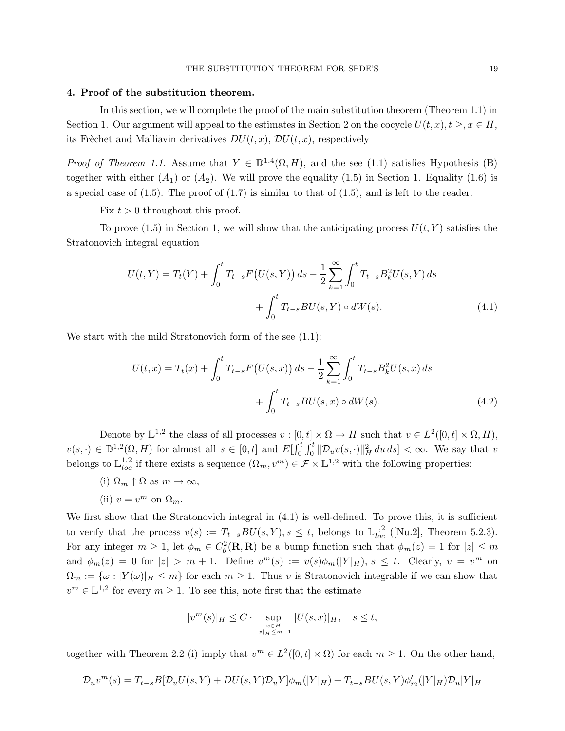## 4. Proof of the substitution theorem.

In this section, we will complete the proof of the main substitution theorem (Theorem 1.1) in Section 1. Our argument will appeal to the estimates in Section 2 on the cocycle $U(t,x), t \geq, x \in H$, its Frèchet and Malliavin derivatives $DU(t,x)$, $\mathcal{D}U(t,x)$, respectively

*Proof of Theorem 1.1.* Assume that $Y \in \mathbb{D}^{1,4}(\Omega, H)$, and the see (1.1) satisfies Hypothesis (B) together with either $(A_1)$ or $(A_2)$. We will prove the equality (1.5) in Section 1. Equality (1.6) is a special case of (1.5). The proof of (1.7) is similar to that of (1.5), and is left to the reader.

Fix $t > 0$ throughout this proof.

To prove (1.5) in Section 1, we will show that the anticipating process $U(t,Y)$ satisfies the Stratonovich integral equation

$$
\begin{aligned}
U(t,Y) = T_t(Y) + \int_0^t T_{t-s} F\big(U(s,Y)\big)\, ds - \frac{1}{2} \sum_{k=1}^{\infty} \int_0^t T_{t-s} B_k^2 U(s,Y)\, ds \\
+ \int_0^t T_{t-s} B U(s,Y) \circ dW(s). \qquad (4.1)
\end{aligned}
$$

We start with the mild Stratonovich form of the see (1.1):

$$
\begin{aligned}
U(t,x) = T_t(x) + \int_0^t T_{t-s} F\big(U(s,x)\big)\, ds - \frac{1}{2} \sum_{k=1}^{\infty} \int_0^t T_{t-s} B_k^2 U(s,x)\, ds \\
+ \int_0^t T_{t-s} B U(s,x) \circ dW(s). \qquad (4.2)
\end{aligned}
$$

Denote by $\mathbb{L}^{1,2}$ the class of all processes $v : [0,t] \times \Omega \to H$ such that $v \in L^2([0,t] \times \Omega, H)$, $v(s,\cdot) \in \mathbb{D}^{1,2}(\Omega, H)$ for almost all $s \in [0,t]$ and $E[\int_0^t \int_0^t \|\mathcal{D}_u v(s,\cdot)\|_H^2\, du\, ds] < \infty$. We say that $v$ belongs to $\mathbb{L}^{1,2}_{loc}$ if there exists a sequence $(\Omega_m, v^m) \in \mathcal{F} \times \mathbb{L}^{1,2}$ with the following properties:

(i) $\Omega_m \uparrow \Omega$ as $m \to \infty$,

(ii) $v = v^m$ on $\Omega_m$.

We first show that the Stratonovich integral in (4.1) is well-defined. To prove this, it is sufficient to verify that the process $v(s) := T_{t-s} B U(s,Y), s \leq t$, belongs to $\mathbb{L}^{1,2}_{loc}$ ([Nu.2], Theorem 5.2.3). For any integer $m \geq 1$, let $\phi_m \in C_b^2(\mathbf{R}, \mathbf{R})$ be a bump function such that $\phi_m(z) = 1$ for $|z| \leq m$ and $\phi_m(z) = 0$ for $|z| > m+1$. Define $v^m(s) := v(s)\phi_m(|Y|_H)$, $s \leq t$. Clearly, $v = v^m$ on $\Omega_m := \{\omega : |Y(\omega)|_H \leq m\}$ for each $m \geq 1$. Thus $v$ is Stratonovich integrable if we can show that $v^m \in \mathbb{L}^{1,2}$ for every $m \geq 1$. To see this, note first that the estimate

$$
|v^m(s)|_H \leq C \cdot \sup_{\substack{x \in H \\ |x|_H \leq m+1}} |U(s,x)|_H, \quad s \leq t,
$$

together with Theorem 2.2 (i) imply that $v^m \in L^2([0,t] \times \Omega)$ for each $m \geq 1$. On the other hand,

$$
\mathcal{D}_u v^m(s) = T_{t-s} B[\mathcal{D}_u U(s,Y) + DU(s,Y)\mathcal{D}_u Y]\phi_m(|Y|_H) + T_{t-s} B U(s,Y) \phi_m'(|Y|_H) \mathcal{D}_u |Y|_H
$$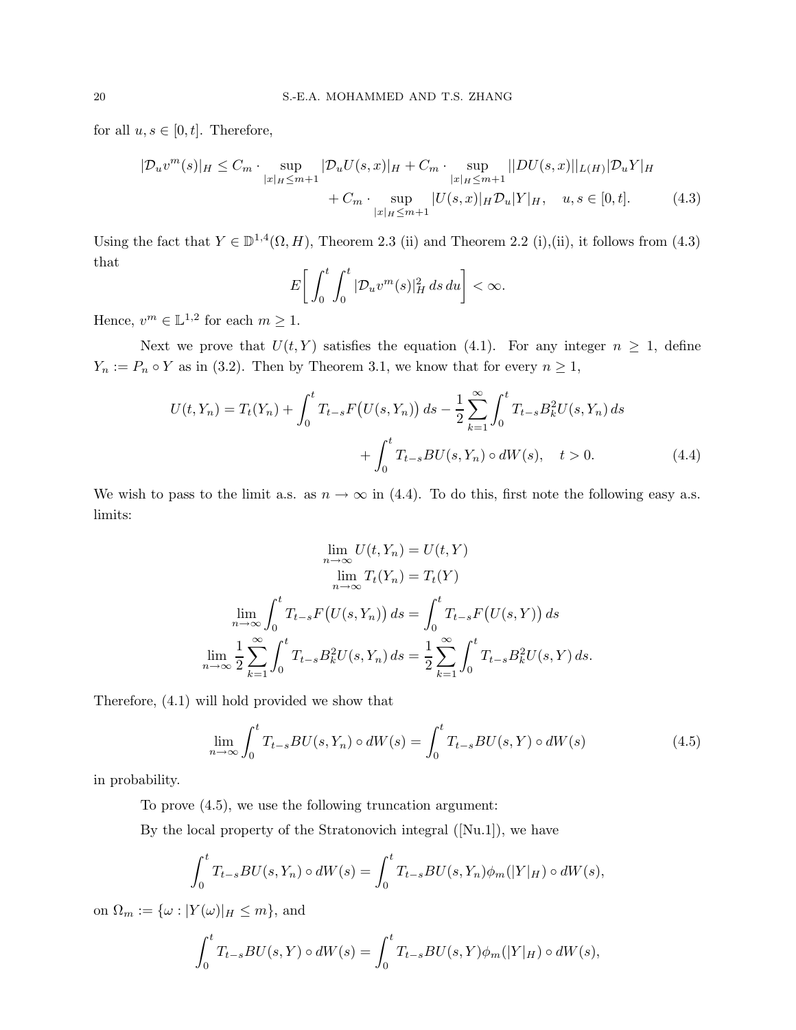for all $u, s \in [0, t]$. Therefore,

$$
\begin{aligned}
|\mathcal{D}_u v^m(s)|_H \leq C_m \cdot \sup_{|x|_H \leq m+1} |\mathcal{D}_u U(s,x)|_H + C_m \cdot \sup_{|x|_H \leq m+1} ||DU(s,x)||_{L(H)} |\mathcal{D}_u Y|_H \\
+ C_m \cdot \sup_{|x|_H \leq m+1} |U(s,x)|_H \mathcal{D}_u |Y|_H, \quad u, s \in [0,t]. \qquad (4.3)
\end{aligned}
$$

Using the fact that $Y \in \mathbb{D}^{1,4}(\Omega, H)$, Theorem 2.3 (ii) and Theorem 2.2 (i),(ii), it follows from (4.3) that

$$
E\bigg[ \int_0^t \int_0^t |\mathcal{D}_u v^m(s)|_H^2 \, ds \, du \bigg] < \infty.
$$

Hence, $v^m \in \mathbb{L}^{1,2}$ for each $m \geq 1$.

Next we prove that $U(t, Y)$ satisfies the equation (4.1). For any integer $n \geq 1$, define $Y_n := P_n \circ Y$ as in (3.2). Then by Theorem 3.1, we know that for every $n \geq 1$,

$$
\begin{aligned}
U(t, Y_n) = T_t(Y_n) + \int_0^t T_{t-s} F\big(U(s, Y_n)\big) \, ds - \frac{1}{2} \sum_{k=1}^{\infty} \int_0^t T_{t-s} B_k^2 U(s, Y_n) \, ds \\
+ \int_0^t T_{t-s} B U(s, Y_n) \circ dW(s), \quad t > 0. \qquad (4.4)
\end{aligned}
$$

We wish to pass to the limit a.s. as $n \to \infty$ in (4.4). To do this, first note the following easy a.s. limits:

$$
\begin{aligned}
\lim_{n\to\infty} U(t, Y_n) &= U(t, Y) \\
\lim_{n\to\infty} T_t(Y_n) &= T_t(Y) \\
\lim_{n\to\infty} \int_0^t T_{t-s} F\big(U(s, Y_n)\big) \, ds &= \int_0^t T_{t-s} F\big(U(s, Y)\big) \, ds \\
\lim_{n\to\infty} \frac{1}{2} \sum_{k=1}^{\infty} \int_0^t T_{t-s} B_k^2 U(s, Y_n) \, ds &= \frac{1}{2} \sum_{k=1}^{\infty} \int_0^t T_{t-s} B_k^2 U(s, Y) \, ds.
\end{aligned}
$$

Therefore, (4.1) will hold provided we show that

$$
\lim_{n\to\infty} \int_0^t T_{t-s} B U(s, Y_n) \circ dW(s) = \int_0^t T_{t-s} B U(s, Y) \circ dW(s) \qquad (4.5)
$$

in probability.

To prove (4.5), we use the following truncation argument:

By the local property of the Stratonovich integral ([Nu.1]), we have

$$
\int_0^t T_{t-s} B U(s, Y_n) \circ dW(s) = \int_0^t T_{t-s} B U(s, Y_n) \phi_m(|Y|_H) \circ dW(s),
$$

on $\Omega_m := \{\omega : |Y(\omega)|_H \leq m\}$, and

$$
\int_0^t T_{t-s} B U(s, Y) \circ dW(s) = \int_0^t T_{t-s} B U(s, Y) \phi_m(|Y|_H) \circ dW(s),
$$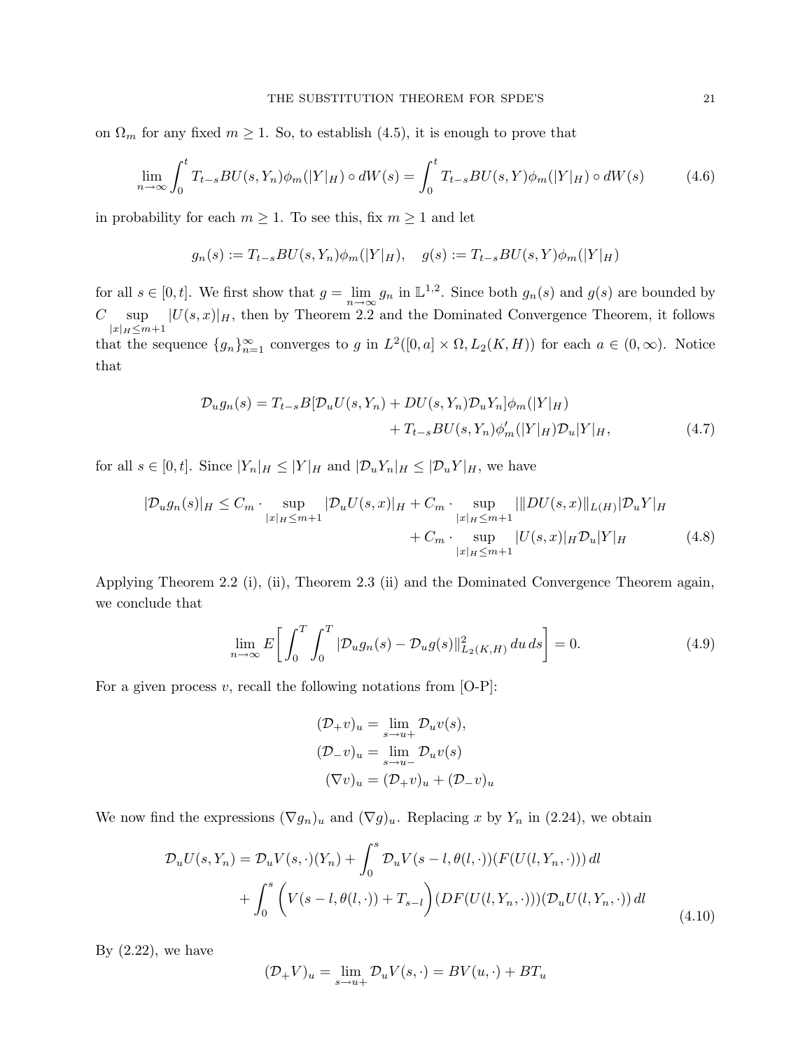on $\Omega_m$ for any fixed $m \geq 1$. So, to establish (4.5), it is enough to prove that

$$\lim_{n\to\infty} \int_0^t T_{t-s}BU(s,Y_n)\phi_m(|Y|_H) \circ dW(s) = \int_0^t T_{t-s}BU(s,Y)\phi_m(|Y|_H) \circ dW(s) \tag{4.6}$$

in probability for each $m \geq 1$. To see this, fix $m \geq 1$ and let

$$g_n(s) := T_{t-s}BU(s,Y_n)\phi_m(|Y|_H), \quad g(s) := T_{t-s}BU(s,Y)\phi_m(|Y|_H)$$

for all $s \in [0,t]$. We first show that $g = \lim_{n\to\infty} g_n$ in $\mathbb{L}^{1,2}$. Since both $g_n(s)$ and $g(s)$ are bounded by $C \sup_{|x|_H \leq m+1} |U(s,x)|_H$, then by Theorem 2.2 and the Dominated Convergence Theorem, it follows that the sequence $\{g_n\}_{n=1}^\infty$ converges to $g$ in $L^2([0,a]\times\Omega, L_2(K,H))$ for each $a \in (0,\infty)$. Notice that

$$\begin{aligned}\mathcal{D}_u g_n(s) = T_{t-s}B[\mathcal{D}_u U(s,Y_n) + DU(s,Y_n)\mathcal{D}_u Y_n]\phi_m(|Y|_H) \\ + T_{t-s}BU(s,Y_n)\phi_m'(|Y|_H)\mathcal{D}_u|Y|_H,\end{aligned} \tag{4.7}$$

for all $s \in [0,t]$. Since $|Y_n|_H \leq |Y|_H$ and $|\mathcal{D}_u Y_n|_H \leq |\mathcal{D}_u Y|_H$, we have

$$\begin{aligned}|\mathcal{D}_u g_n(s)|_H \leq C_m \cdot \sup_{|x|_H\leq m+1} |\mathcal{D}_u U(s,x)|_H + C_m \cdot \sup_{|x|_H\leq m+1} |\|DU(s,x)\|_{L(H)} |\mathcal{D}_u Y|_H \\ + C_m \cdot \sup_{|x|_H\leq m+1} |U(s,x)|_H \mathcal{D}_u|Y|_H\end{aligned} \tag{4.8}$$

Applying Theorem 2.2 (i), (ii), Theorem 2.3 (ii) and the Dominated Convergence Theorem again, we conclude that

$$\lim_{n\to\infty} E\bigg[\int_0^T \int_0^T |\mathcal{D}_u g_n(s) - \mathcal{D}_u g(s)\|^2_{L_2(K,H)}\, du\, ds\bigg] = 0. \tag{4.9}$$

For a given process $v$, recall the following notations from [O-P]:

$$\begin{aligned}(\mathcal{D}_+ v)_u &= \lim_{s\to u+} \mathcal{D}_u v(s), \\ (\mathcal{D}_- v)_u &= \lim_{s\to u-} \mathcal{D}_u v(s) \\ (\nabla v)_u &= (\mathcal{D}_+ v)_u + (\mathcal{D}_- v)_u\end{aligned}$$

We now find the expressions $(\nabla g_n)_u$ and $(\nabla g)_u$. Replacing $x$ by $Y_n$ in (2.24), we obtain

$$\begin{aligned}\mathcal{D}_u U(s,Y_n) = \mathcal{D}_u V(s,\cdot)(Y_n) + \int_0^s \mathcal{D}_u V(s-l,\theta(l,\cdot))(F(U(l,Y_n,\cdot)))\, dl \\ + \int_0^s \bigg(V(s-l,\theta(l,\cdot)) + T_{s-l}\bigg)(DF(U(l,Y_n,\cdot)))(\mathcal{D}_u U(l,Y_n,\cdot))\, dl\end{aligned} \tag{4.10}$$

By (2.22), we have

$$(\mathcal{D}_+ V)_u = \lim_{s\to u+} \mathcal{D}_u V(s,\cdot) = BV(u,\cdot) + BT_u$$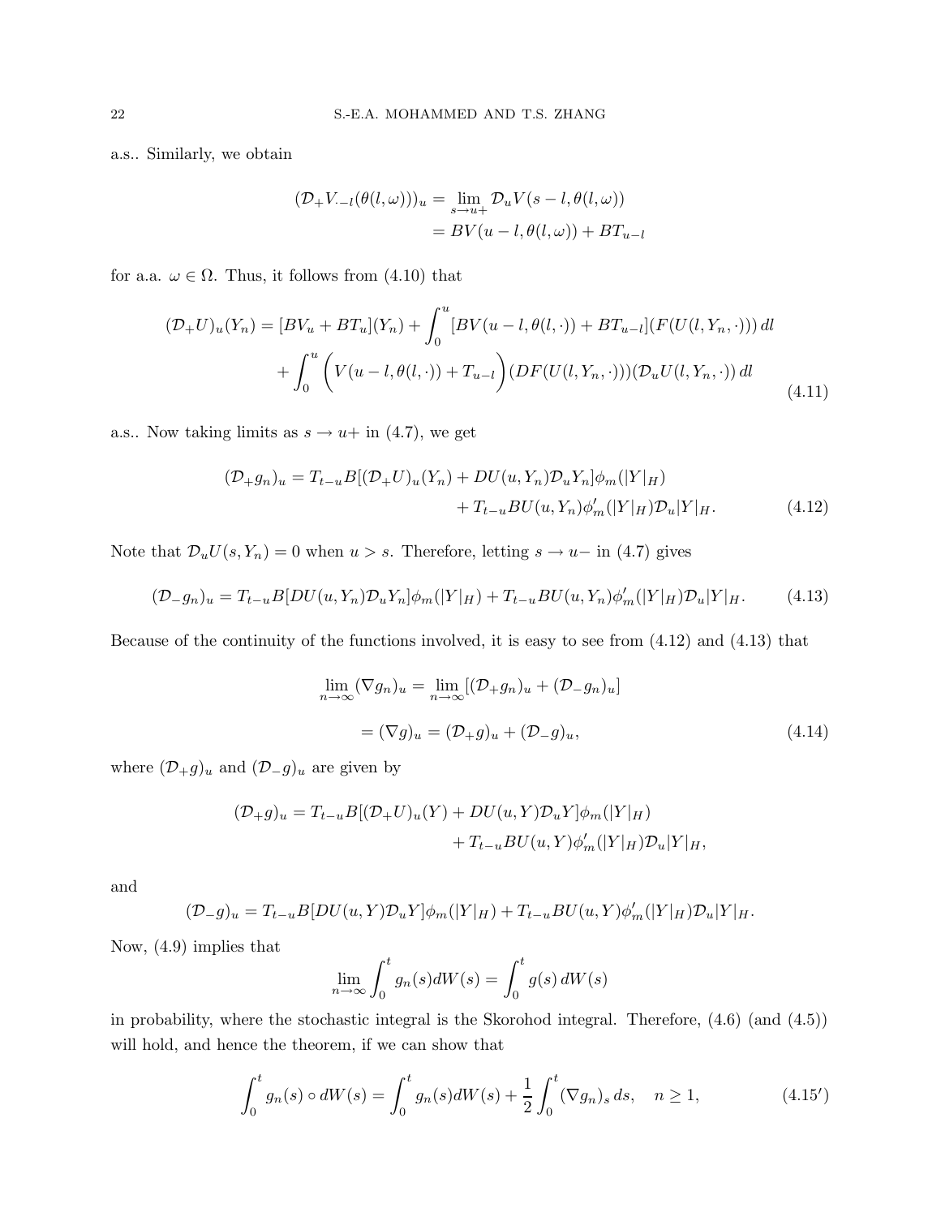a.s.. Similarly, we obtain

$$
\begin{aligned}
(\mathcal{D}_+ V_{\cdot - l}(\theta(l,\omega)))_u &= \lim_{s\to u+} \mathcal{D}_u V(s-l,\theta(l,\omega)) \\
&= BV(u-l,\theta(l,\omega)) + BT_{u-l}
\end{aligned}
$$

for a.a. $\omega \in \Omega$. Thus, it follows from (4.10) that

$$
\begin{aligned}
(\mathcal{D}_+ U)_u(Y_n) = [BV_u + BT_u](Y_n) &+ \int_0^u [BV(u-l,\theta(l,\cdot)) + BT_{u-l}](F(U(l,Y_n,\cdot)))\,dl \\
&+ \int_0^u \Big( V(u-l,\theta(l,\cdot)) + T_{u-l} \Big)(DF(U(l,Y_n,\cdot)))(\mathcal{D}_u U(l,Y_n,\cdot))\,dl
\end{aligned}
\tag{4.11}
$$

a.s.. Now taking limits as $s \to u+$ in (4.7), we get

$$
\begin{aligned}
(\mathcal{D}_+ g_n)_u = T_{t-u}B[(\mathcal{D}_+ U)_u(Y_n) &+ DU(u,Y_n)\mathcal{D}_u Y_n]\phi_m(|Y|_H) \\
&+ T_{t-u}BU(u,Y_n)\phi_m'(|Y|_H)\mathcal{D}_u|Y|_H.
\end{aligned}
\tag{4.12}
$$

Note that $\mathcal{D}_u U(s,Y_n) = 0$ when $u > s$. Therefore, letting $s \to u-$ in (4.7) gives

$$
(\mathcal{D}_- g_n)_u = T_{t-u}B[DU(u,Y_n)\mathcal{D}_u Y_n]\phi_m(|Y|_H) + T_{t-u}BU(u,Y_n)\phi_m'(|Y|_H)\mathcal{D}_u|Y|_H. \tag{4.13}
$$

Because of the continuity of the functions involved, it is easy to see from (4.12) and (4.13) that

$$
\begin{aligned}
\lim_{n\to\infty} (\nabla g_n)_u &= \lim_{n\to\infty} [(\mathcal{D}_+ g_n)_u + (\mathcal{D}_- g_n)_u] \\
&= (\nabla g)_u = (\mathcal{D}_+ g)_u + (\mathcal{D}_- g)_u,
\end{aligned}
\tag{4.14}
$$

where $(\mathcal{D}_+ g)_u$ and $(\mathcal{D}_- g)_u$ are given by

$$
\begin{aligned}
(\mathcal{D}_+ g)_u = T_{t-u}B[(\mathcal{D}_+ U)_u(Y) &+ DU(u,Y)\mathcal{D}_u Y]\phi_m(|Y|_H) \\
&+ T_{t-u}BU(u,Y)\phi_m'(|Y|_H)\mathcal{D}_u|Y|_H,
\end{aligned}
$$

and

$$
(\mathcal{D}_- g)_u = T_{t-u}B[DU(u,Y)\mathcal{D}_u Y]\phi_m(|Y|_H) + T_{t-u}BU(u,Y)\phi_m'(|Y|_H)\mathcal{D}_u|Y|_H.
$$

Now, (4.9) implies that

$$
\lim_{n\to\infty} \int_0^t g_n(s)dW(s) = \int_0^t g(s)\,dW(s)
$$

in probability, where the stochastic integral is the Skorohod integral. Therefore, (4.6) (and (4.5)) will hold, and hence the theorem, if we can show that

$$
\int_0^t g_n(s)\circ dW(s) = \int_0^t g_n(s)dW(s) + \frac{1}{2}\int_0^t (\nabla g_n)_s\,ds, \quad n \geq 1, \tag{4.15$'$}
$$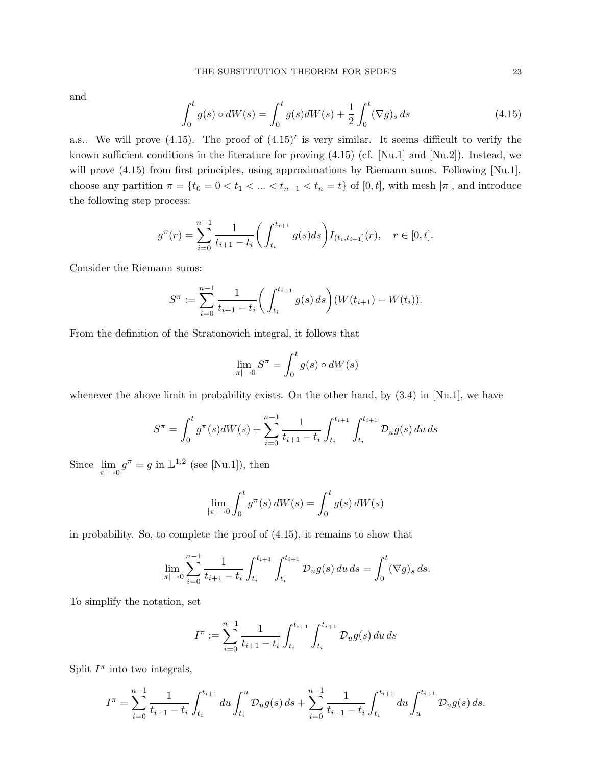and

$$\int_0^t g(s) \circ dW(s) = \int_0^t g(s) dW(s) + \frac{1}{2} \int_0^t (\nabla g)_s \, ds \tag{4.15}$$

a.s.. We will prove (4.15). The proof of $(4.15)'$ is very similar. It seems difficult to verify the known sufficient conditions in the literature for proving (4.15) (cf. [Nu.1] and [Nu.2]). Instead, we will prove (4.15) from first principles, using approximations by Riemann sums. Following [Nu.1], choose any partition $\pi = \{t_0 = 0 < t_1 < ... < t_{n-1} < t_n = t\}$ of $[0,t]$, with mesh $|\pi|$, and introduce the following step process:

$$g^\pi(r) = \sum_{i=0}^{n-1} \frac{1}{t_{i+1} - t_i} \bigg( \int_{t_i}^{t_{i+1}} g(s) ds \bigg) I_{(t_i, t_{i+1}]}(r), \quad r \in [0,t].$$

Consider the Riemann sums:

$$S^\pi := \sum_{i=0}^{n-1} \frac{1}{t_{i+1} - t_i} \bigg( \int_{t_i}^{t_{i+1}} g(s) \, ds \bigg) (W(t_{i+1}) - W(t_i)).$$

From the definition of the Stratonovich integral, it follows that

$$\lim_{|\pi| \to 0} S^\pi = \int_0^t g(s) \circ dW(s)$$

whenever the above limit in probability exists. On the other hand, by (3.4) in [Nu.1], we have

$$S^\pi = \int_0^t g^\pi(s) dW(s) + \sum_{i=0}^{n-1} \frac{1}{t_{i+1} - t_i} \int_{t_i}^{t_{i+1}} \int_{t_i}^{t_{i+1}} \mathcal{D}_u g(s) \, du \, ds$$

Since $\lim\limits_{|\pi| \to 0} g^\pi = g$ in $\mathbb{L}^{1,2}$ (see [Nu.1]), then

$$\lim_{|\pi| \to 0} \int_0^t g^\pi(s) \, dW(s) = \int_0^t g(s) \, dW(s)$$

in probability. So, to complete the proof of (4.15), it remains to show that

$$\lim_{|\pi| \to 0} \sum_{i=0}^{n-1} \frac{1}{t_{i+1} - t_i} \int_{t_i}^{t_{i+1}} \int_{t_i}^{t_{i+1}} \mathcal{D}_u g(s) \, du \, ds = \int_0^t (\nabla g)_s \, ds.$$

To simplify the notation, set

$$I^\pi := \sum_{i=0}^{n-1} \frac{1}{t_{i+1} - t_i} \int_{t_i}^{t_{i+1}} \int_{t_i}^{t_{i+1}} \mathcal{D}_u g(s) \, du \, ds$$

Split $I^\pi$ into two integrals,

$$I^\pi = \sum_{i=0}^{n-1} \frac{1}{t_{i+1} - t_i} \int_{t_i}^{t_{i+1}} du \int_{t_i}^{u} \mathcal{D}_u g(s) \, ds + \sum_{i=0}^{n-1} \frac{1}{t_{i+1} - t_i} \int_{t_i}^{t_{i+1}} du \int_{u}^{t_{i+1}} \mathcal{D}_u g(s) \, ds.$$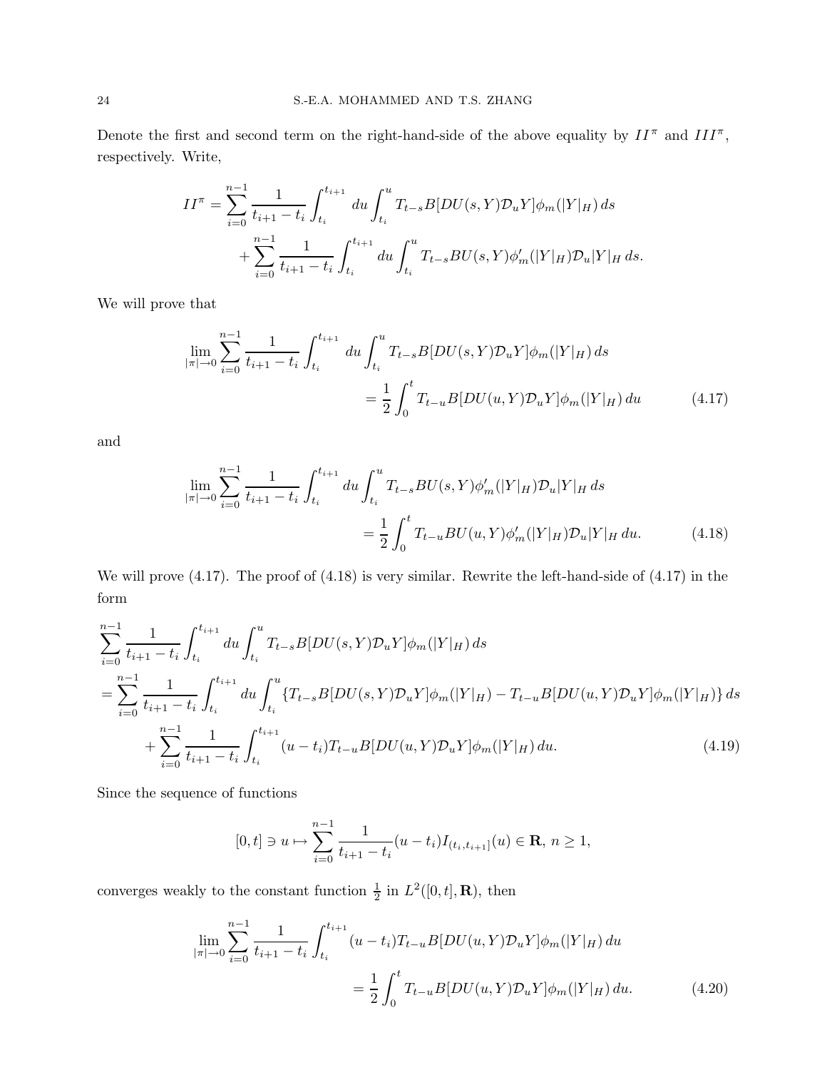Denote the first and second term on the right-hand-side of the above equality by $II^\pi$ and $III^\pi$, respectively. Write,

$$II^\pi = \sum_{i=0}^{n-1} \frac{1}{t_{i+1}-t_i} \int_{t_i}^{t_{i+1}} du \int_{t_i}^{u} T_{t-s} B[DU(s,Y)\mathcal{D}_u Y]\phi_m(|Y|_H)\, ds$$
$$+ \sum_{i=0}^{n-1} \frac{1}{t_{i+1}-t_i} \int_{t_i}^{t_{i+1}} du \int_{t_i}^{u} T_{t-s} BU(s,Y)\phi_m'(|Y|_H)\mathcal{D}_u |Y|_H\, ds.$$

We will prove that

$$\lim_{|\pi|\to 0} \sum_{i=0}^{n-1} \frac{1}{t_{i+1}-t_i} \int_{t_i}^{t_{i+1}} du \int_{t_i}^{u} T_{t-s} B[DU(s,Y)\mathcal{D}_u Y]\phi_m(|Y|_H)\, ds$$
$$= \frac{1}{2}\int_0^t T_{t-u} B[DU(u,Y)\mathcal{D}_u Y]\phi_m(|Y|_H)\, du \tag{4.17}$$

and

$$\lim_{|\pi|\to 0} \sum_{i=0}^{n-1} \frac{1}{t_{i+1}-t_i} \int_{t_i}^{t_{i+1}} du \int_{t_i}^{u} T_{t-s} BU(s,Y)\phi_m'(|Y|_H)\mathcal{D}_u |Y|_H\, ds$$
$$= \frac{1}{2}\int_0^t T_{t-u} BU(u,Y)\phi_m'(|Y|_H)\mathcal{D}_u |Y|_H\, du. \tag{4.18}$$

We will prove (4.17). The proof of (4.18) is very similar. Rewrite the left-hand-side of (4.17) in the form

$$\sum_{i=0}^{n-1} \frac{1}{t_{i+1}-t_i} \int_{t_i}^{t_{i+1}} du \int_{t_i}^{u} T_{t-s} B[DU(s,Y)\mathcal{D}_u Y]\phi_m(|Y|_H)\, ds$$
$$= \sum_{i=0}^{n-1} \frac{1}{t_{i+1}-t_i} \int_{t_i}^{t_{i+1}} du \int_{t_i}^{u} \{T_{t-s} B[DU(s,Y)\mathcal{D}_u Y]\phi_m(|Y|_H) - T_{t-u} B[DU(u,Y)\mathcal{D}_u Y]\phi_m(|Y|_H)\}\, ds$$
$$+ \sum_{i=0}^{n-1} \frac{1}{t_{i+1}-t_i} \int_{t_i}^{t_{i+1}} (u-t_i) T_{t-u} B[DU(u,Y)\mathcal{D}_u Y]\phi_m(|Y|_H)\, du. \tag{4.19}$$

Since the sequence of functions

$$[0,t] \ni u \mapsto \sum_{i=0}^{n-1} \frac{1}{t_{i+1}-t_i}(u-t_i) I_{(t_i,t_{i+1}]}(u) \in \mathbf{R},\ n \geq 1,$$

converges weakly to the constant function $\frac{1}{2}$ in $L^2([0,t],\mathbf{R})$, then

$$\lim_{|\pi|\to 0} \sum_{i=0}^{n-1} \frac{1}{t_{i+1}-t_i} \int_{t_i}^{t_{i+1}} (u-t_i) T_{t-u} B[DU(u,Y)\mathcal{D}_u Y]\phi_m(|Y|_H)\, du$$
$$= \frac{1}{2}\int_0^t T_{t-u} B[DU(u,Y)\mathcal{D}_u Y]\phi_m(|Y|_H)\, du. \tag{4.20}$$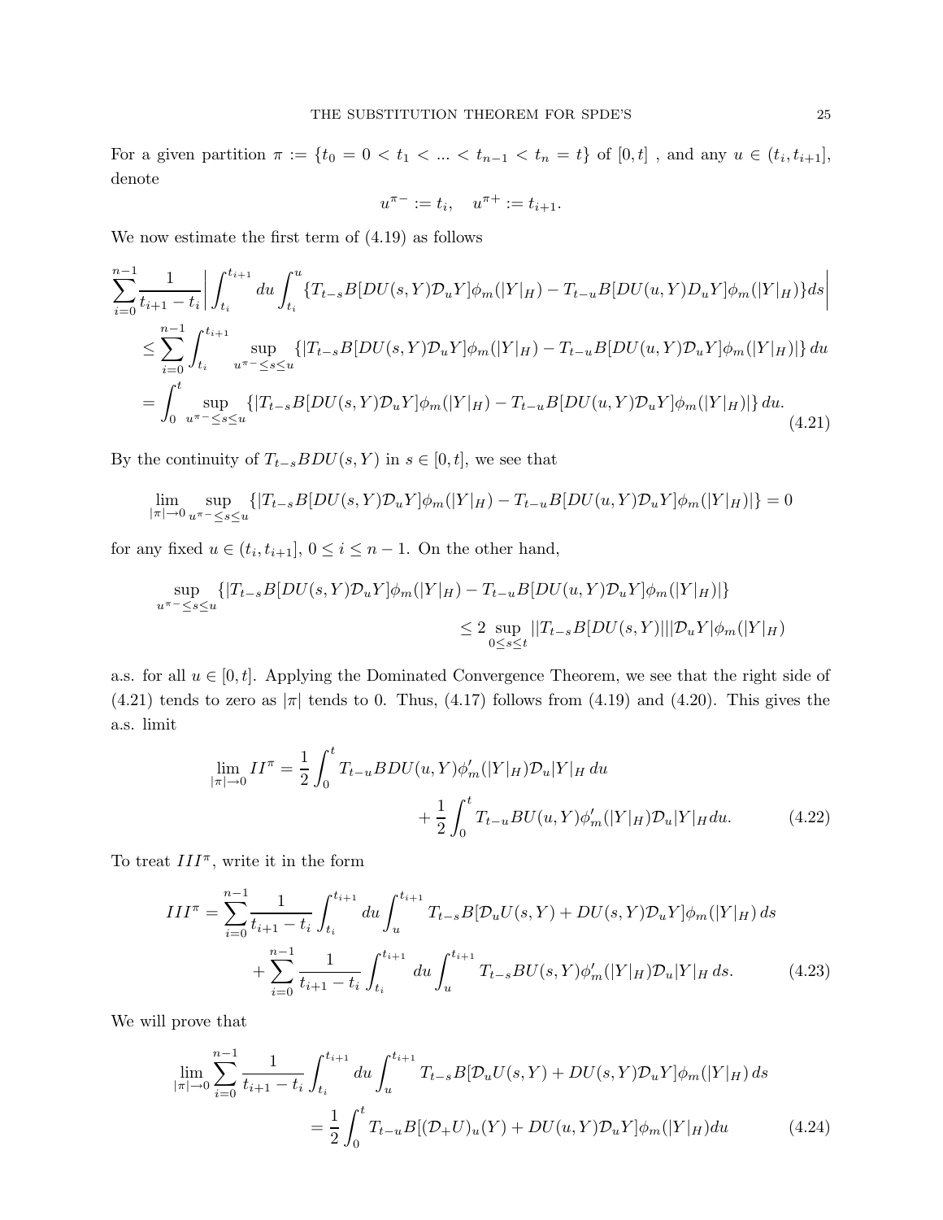For a given partition $\pi := \{t_0 = 0 < t_1 < ... < t_{n-1} < t_n = t\}$ of $[0,t]$ , and any $u \in (t_i, t_{i+1}]$, denote

$$u^{\pi-} := t_i, \quad u^{\pi+} := t_{i+1}.$$

We now estimate the first term of (4.19) as follows

$$\begin{aligned}
&\sum_{i=0}^{n-1} \frac{1}{t_{i+1}-t_i}\bigg|\int_{t_i}^{t_{i+1}} du \int_{t_i}^{u} \{T_{t-s}B[DU(s,Y)\mathcal{D}_u Y]\phi_m(|Y|_H) - T_{t-u}B[DU(u,Y)D_u Y]\phi_m(|Y|_H)\} ds\bigg| \\
&\quad\le \sum_{i=0}^{n-1} \int_{t_i}^{t_{i+1}} \sup_{u^{\pi-}\le s\le u} \{|T_{t-s}B[DU(s,Y)\mathcal{D}_u Y]\phi_m(|Y|_H) - T_{t-u}B[DU(u,Y)\mathcal{D}_u Y]\phi_m(|Y|_H)|\}\, du \\
&\quad= \int_0^t \sup_{u^{\pi-}\le s\le u} \{|T_{t-s}B[DU(s,Y)\mathcal{D}_u Y]\phi_m(|Y|_H) - T_{t-u}B[DU(u,Y)\mathcal{D}_u Y]\phi_m(|Y|_H)|\}\, du.
\end{aligned} \tag{4.21}$$

By the continuity of $T_{t-s}BDU(s,Y)$ in $s \in [0,t]$, we see that

$$\lim_{|\pi|\to 0} \sup_{u^{\pi-}\le s\le u} \{|T_{t-s}B[DU(s,Y)\mathcal{D}_u Y]\phi_m(|Y|_H) - T_{t-u}B[DU(u,Y)\mathcal{D}_u Y]\phi_m(|Y|_H)|\} = 0$$

for any fixed $u \in (t_i, t_{i+1}]$, $0 \le i \le n-1$. On the other hand,

$$\begin{aligned}
\sup_{u^{\pi-}\le s\le u} &\{|T_{t-s}B[DU(s,Y)\mathcal{D}_u Y]\phi_m(|Y|_H) - T_{t-u}B[DU(u,Y)\mathcal{D}_u Y]\phi_m(|Y|_H)|\} \\
&\le 2 \sup_{0\le s\le t} ||T_{t-s}B[DU(s,Y)|||\mathcal{D}_u Y|\phi_m(|Y|_H)
\end{aligned}$$

a.s. for all $u \in [0,t]$. Applying the Dominated Convergence Theorem, we see that the right side of (4.21) tends to zero as $|\pi|$ tends to 0. Thus, (4.17) follows from (4.19) and (4.20). This gives the a.s. limit

$$\begin{aligned}
\lim_{|\pi|\to 0} II^\pi = \frac{1}{2}\int_0^t T_{t-u}BDU(u,Y)\phi_m'(|Y|_H)\mathcal{D}_u|Y|_H\, du \\
+ \frac{1}{2}\int_0^t T_{t-u}BU(u,Y)\phi_m'(|Y|_H)\mathcal{D}_u|Y|_H du.
\end{aligned} \tag{4.22}$$

To treat $III^\pi$, write it in the form

$$\begin{aligned}
III^\pi = \sum_{i=0}^{n-1} \frac{1}{t_{i+1}-t_i}\int_{t_i}^{t_{i+1}} du \int_u^{t_{i+1}} T_{t-s}B[\mathcal{D}_u U(s,Y) + DU(s,Y)\mathcal{D}_u Y]\phi_m(|Y|_H)\, ds \\
+ \sum_{i=0}^{n-1} \frac{1}{t_{i+1}-t_i}\int_{t_i}^{t_{i+1}} du \int_u^{t_{i+1}} T_{t-s}BU(s,Y)\phi_m'(|Y|_H)\mathcal{D}_u|Y|_H\, ds.
\end{aligned} \tag{4.23}$$

We will prove that

$$\begin{aligned}
\lim_{|\pi|\to 0} \sum_{i=0}^{n-1} \frac{1}{t_{i+1}-t_i}\int_{t_i}^{t_{i+1}} du \int_u^{t_{i+1}} T_{t-s}B[\mathcal{D}_u U(s,Y) + DU(s,Y)\mathcal{D}_u Y]\phi_m(|Y|_H)\, ds \\
= \frac{1}{2}\int_0^t T_{t-u}B[(\mathcal{D}_+ U)_u(Y) + DU(u,Y)\mathcal{D}_u Y]\phi_m(|Y|_H) du
\end{aligned} \tag{4.24}$$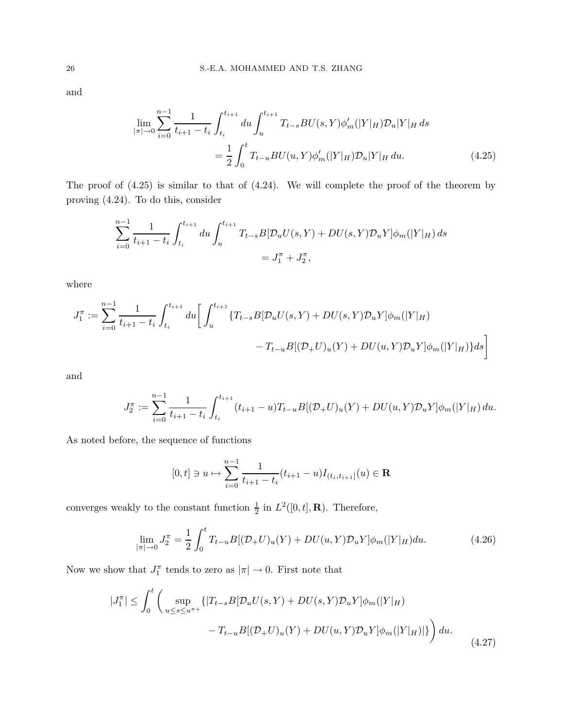and

$$\lim_{|\pi|\to 0} \sum_{i=0}^{n-1} \frac{1}{t_{i+1}-t_i} \int_{t_i}^{t_{i+1}} du \int_u^{t_{i+1}} T_{t-s} BU(s,Y) \phi_m'(|Y|_H) \mathcal{D}_u |Y|_H \, ds$$
$$= \frac{1}{2} \int_0^t T_{t-u} BU(u,Y) \phi_m'(|Y|_H) \mathcal{D}_u |Y|_H \, du. \tag{4.25}$$

The proof of (4.25) is similar to that of (4.24). We will complete the proof of the theorem by proving (4.24). To do this, consider

$$\sum_{i=0}^{n-1} \frac{1}{t_{i+1}-t_i} \int_{t_i}^{t_{i+1}} du \int_u^{t_{i+1}} T_{t-s} B[\mathcal{D}_u U(s,Y) + DU(s,Y)\mathcal{D}_u Y] \phi_m(|Y|_H) \, ds$$
$$= J_1^\pi + J_2^\pi,$$

where

$$J_1^\pi := \sum_{i=0}^{n-1} \frac{1}{t_{i+1}-t_i} \int_{t_i}^{t_{i+1}} du \bigg[ \int_u^{t_{i+1}} \{T_{t-s} B[\mathcal{D}_u U(s,Y) + DU(s,Y)\mathcal{D}_u Y] \phi_m(|Y|_H)$$
$$- T_{t-u} B[(\mathcal{D}_+ U)_u(Y) + DU(u,Y)\mathcal{D}_u Y] \phi_m(|Y|_H)\} ds \bigg]$$

and

$$J_2^\pi := \sum_{i=0}^{n-1} \frac{1}{t_{i+1}-t_i} \int_{t_i}^{t_{i+1}} (t_{i+1}-u) T_{t-u} B[(\mathcal{D}_+ U)_u(Y) + DU(u,Y)\mathcal{D}_u Y] \phi_m(|Y|_H) \, du.$$

As noted before, the sequence of functions

$$[0,t] \ni u \mapsto \sum_{i=0}^{n-1} \frac{1}{t_{i+1}-t_i} (t_{i+1}-u) I_{(t_i,t_{i+1}]}(u) \in \mathbf{R}$$

converges weakly to the constant function $\frac{1}{2}$ in $L^2([0,t],\mathbf{R})$. Therefore,

$$\lim_{|\pi|\to 0} J_2^\pi = \frac{1}{2} \int_0^t T_{t-u} B[(\mathcal{D}_+ U)_u(Y) + DU(u,Y)\mathcal{D}_u Y] \phi_m(|Y|_H) du. \tag{4.26}$$

Now we show that $J_1^\pi$ tends to zero as $|\pi| \to 0$. First note that

$$|J_1^\pi| \le \int_0^t \bigg( \sup_{u \le s \le u^{\pi+}} \{|T_{t-s} B[\mathcal{D}_u U(s,Y) + DU(s,Y)\mathcal{D}_u Y] \phi_m(|Y|_H)$$
$$- T_{t-u} B[(\mathcal{D}_+ U)_u(Y) + DU(u,Y)\mathcal{D}_u Y] \phi_m(|Y|_H)|\} \bigg) du. \tag{4.27}$$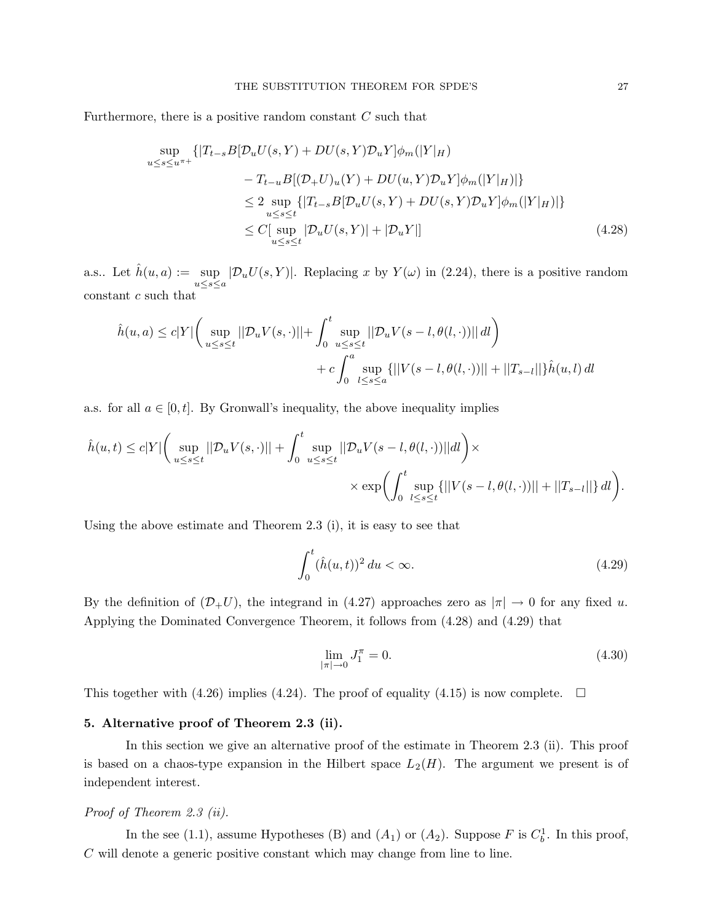Furthermore, there is a positive random constant $C$ such that

$$
\begin{aligned}
\sup_{u \leq s \leq u^{\pi+}} \{ & |T_{t-s} B[\mathcal{D}_u U(s,Y) + DU(s,Y)\mathcal{D}_u Y]\phi_m(|Y|_H) \\
& - T_{t-u} B[(\mathcal{D}_+ U)_u(Y) + DU(u,Y)\mathcal{D}_u Y]\phi_m(|Y|_H)|\} \\
& \leq 2 \sup_{u \leq s \leq t} \{ |T_{t-s} B[\mathcal{D}_u U(s,Y) + DU(s,Y)\mathcal{D}_u Y]\phi_m(|Y|_H)| \} \\
& \leq C[\sup_{u \leq s \leq t} |\mathcal{D}_u U(s,Y)| + |\mathcal{D}_u Y|]
\end{aligned}
\tag{4.28}
$$

a.s.. Let $\hat{h}(u,a) := \sup_{u \leq s \leq a} |\mathcal{D}_u U(s,Y)|$. Replacing $x$ by $Y(\omega)$ in (2.24), there is a positive random constant $c$ such that

$$
\begin{aligned}
\hat{h}(u,a) \leq c|Y| \bigg( \sup_{u \leq s \leq t} ||\mathcal{D}_u V(s,\cdot)|| + \int_0^t \sup_{u \leq s \leq t} ||\mathcal{D}_u V(s-l, \theta(l,\cdot))||\, dl \bigg) \\
+ c \int_0^a \sup_{l \leq s \leq a} \{ ||V(s-l,\theta(l,\cdot))|| + ||T_{s-l}|| \} \hat{h}(u,l)\, dl
\end{aligned}
$$

a.s. for all $a \in [0,t]$. By Gronwall's inequality, the above inequality implies

$$
\begin{aligned}
\hat{h}(u,t) \leq c|Y| \bigg( \sup_{u \leq s \leq t} ||\mathcal{D}_u V(s,\cdot)|| + \int_0^t \sup_{u \leq s \leq t} ||\mathcal{D}_u V(s-l,\theta(l,\cdot))|| dl \bigg) \times \\
\times \exp\bigg( \int_0^t \sup_{l \leq s \leq t} \{ ||V(s-l,\theta(l,\cdot))|| + ||T_{s-l}|| \}\, dl \bigg).
\end{aligned}
$$

Using the above estimate and Theorem 2.3 (i), it is easy to see that

$$
\int_0^t (\hat{h}(u,t))^2\, du < \infty. \tag{4.29}
$$

By the definition of $(\mathcal{D}_+ U)$, the integrand in (4.27) approaches zero as $|\pi| \to 0$ for any fixed $u$. Applying the Dominated Convergence Theorem, it follows from (4.28) and (4.29) that

$$
\lim_{|\pi| \to 0} J_1^\pi = 0. \tag{4.30}
$$

This together with (4.26) implies (4.24). The proof of equality (4.15) is now complete. □

## 5. Alternative proof of Theorem 2.3 (ii).

In this section we give an alternative proof of the estimate in Theorem 2.3 (ii). This proof is based on a chaos-type expansion in the Hilbert space $L_2(H)$. The argument we present is of independent interest.

*Proof of Theorem 2.3 (ii).*

In the see (1.1), assume Hypotheses (B) and $(A_1)$ or $(A_2)$. Suppose $F$ is $C_b^1$. In this proof, $C$ will denote a generic positive constant which may change from line to line.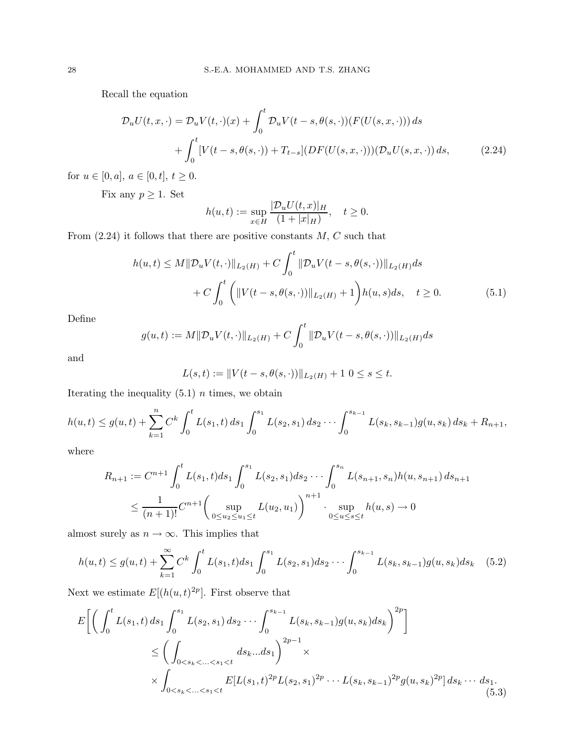Recall the equation

$$
\begin{aligned}
\mathcal{D}_u U(t,x,\cdot) &= \mathcal{D}_u V(t,\cdot)(x) + \int_0^t \mathcal{D}_u V(t-s,\theta(s,\cdot))(F(U(s,x,\cdot)))\,ds \\
&\quad + \int_0^t [V(t-s,\theta(s,\cdot)) + T_{t-s}](DF(U(s,x,\cdot)))(\mathcal{D}_u U(s,x,\cdot))\,ds, \qquad (2.24)
\end{aligned}
$$

for $u \in [0,a]$, $a \in [0,t]$, $t \geq 0$.

Fix any $p \geq 1$. Set

$$
h(u,t) := \sup_{x \in H} \frac{|\mathcal{D}_u U(t,x)|_H}{(1+|x|_H)}, \quad t \geq 0.
$$

From (2.24) it follows that there are positive constants $M$, $C$ such that

$$
\begin{aligned}
h(u,t) &\leq M \|\mathcal{D}_u V(t,\cdot)\|_{L_2(H)} + C\int_0^t \|\mathcal{D}_u V(t-s,\theta(s,\cdot))\|_{L_2(H)} ds \\
&\quad + C\int_0^t \Big( \|V(t-s,\theta(s,\cdot))\|_{L_2(H)} + 1 \Big) h(u,s) ds, \quad t \geq 0. \qquad (5.1)
\end{aligned}
$$

Define

$$
g(u,t) := M\|\mathcal{D}_u V(t,\cdot)\|_{L_2(H)} + C\int_0^t \|\mathcal{D}_u V(t-s,\theta(s,\cdot))\|_{L_2(H)} ds
$$

and

$$
L(s,t) := \|V(t-s,\theta(s,\cdot))\|_{L_2(H)} + 1 \;\; 0 \leq s \leq t.
$$

Iterating the inequality (5.1) $n$ times, we obtain

$$
h(u,t) \leq g(u,t) + \sum_{k=1}^n C^k \int_0^t L(s_1,t)\,ds_1 \int_0^{s_1} L(s_2,s_1)\,ds_2 \cdots \int_0^{s_{k-1}} L(s_k,s_{k-1}) g(u,s_k)\,ds_k + R_{n+1},
$$

where

$$
\begin{aligned}
R_{n+1} &:= C^{n+1} \int_0^t L(s_1,t) ds_1 \int_0^{s_1} L(s_2,s_1) ds_2 \cdots \int_0^{s_n} L(s_{n+1},s_n) h(u,s_{n+1})\,ds_{n+1} \\
&\leq \frac{1}{(n+1)!} C^{n+1} \Big( \sup_{0 \leq u_2 \leq u_1 \leq t} L(u_2,u_1) \Big)^{n+1} \cdot \sup_{0 \leq u \leq s \leq t} h(u,s) \to 0
\end{aligned}
$$

almost surely as $n \to \infty$. This implies that

$$
h(u,t) \leq g(u,t) + \sum_{k=1}^\infty C^k \int_0^t L(s_1,t) ds_1 \int_0^{s_1} L(s_2,s_1) ds_2 \cdots \int_0^{s_{k-1}} L(s_k,s_{k-1}) g(u,s_k) ds_k \quad (5.2)
$$

Next we estimate $E[(h(u,t)^{2p}]$. First observe that

$$
\begin{aligned}
E\Big[ \Big( \int_0^t & L(s_1,t)\,ds_1 \int_0^{s_1} L(s_2,s_1)\,ds_2 \cdots \int_0^{s_{k-1}} L(s_k,s_{k-1}) g(u,s_k) ds_k \Big)^{2p} \Big] \\
&\leq \Big( \int_{0<s_k<\ldots<s_1<t} ds_k \ldots ds_1 \Big)^{2p-1} \times \\
&\times \int_{0<s_k<\ldots<s_1<t} E[L(s_1,t)^{2p} L(s_2,s_1)^{2p} \cdots L(s_k,s_{k-1})^{2p} g(u,s_k)^{2p}]\,ds_k \cdots ds_1. \qquad (5.3)
\end{aligned}
$$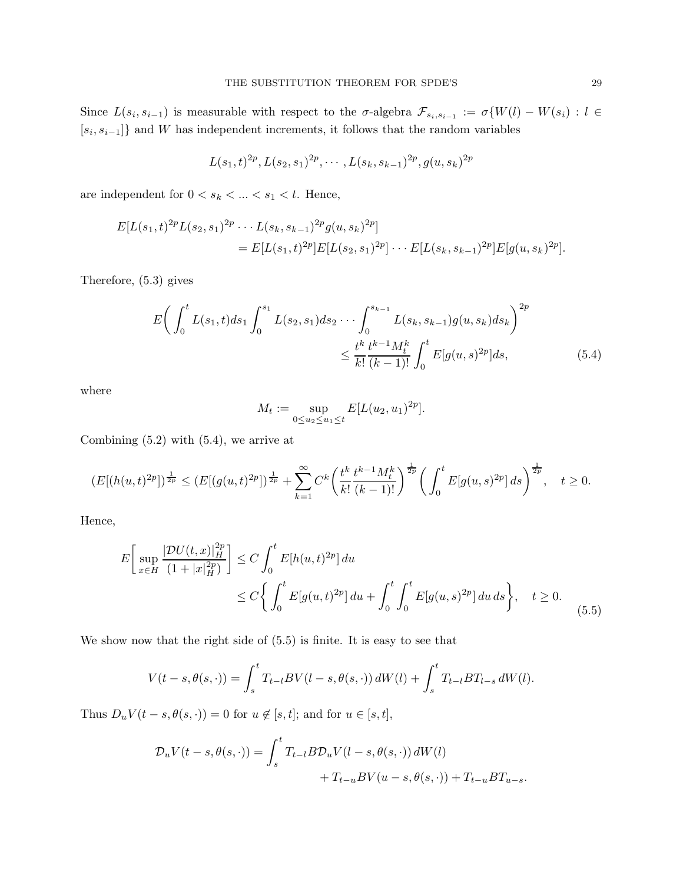Since $L(s_i, s_{i-1})$ is measurable with respect to the $\sigma$-algebra $\mathcal{F}_{s_i,s_{i-1}} := \sigma\{W(l) - W(s_i) : l \in [s_i, s_{i-1}]\}$ and $W$ has independent increments, it follows that the random variables

$$L(s_1,t)^{2p}, L(s_2,s_1)^{2p}, \cdots, L(s_k,s_{k-1})^{2p}, g(u,s_k)^{2p}$$

are independent for $0 < s_k < ... < s_1 < t$. Hence,

$$\begin{aligned}
E[L(s_1,t)^{2p}L(s_2,s_1)^{2p}\cdots L(s_k,s_{k-1})^{2p}g(u,s_k)^{2p}]& \\
= E[L(s_1,t)^{2p}]E[L(s_2,s_1)^{2p}]\cdots &E[L(s_k,s_{k-1})^{2p}]E[g(u,s_k)^{2p}].
\end{aligned}$$

Therefore, (5.3) gives

$$\begin{aligned}
E\bigg(\int_0^t L(s_1,t)ds_1\int_0^{s_1}L(s_2,s_1)ds_2\cdots\int_0^{s_{k-1}}L(s_k,s_{k-1})g(u,s_k)ds_k\bigg)^{2p}& \\
\leq \frac{t^k}{k!}\frac{t^{k-1}M_t^k}{(k-1)!}\int_0^t E[g(u,s)^{2p}]ds,& \qquad (5.4)
\end{aligned}$$

where

$$M_t := \sup_{0\leq u_2\leq u_1\leq t} E[L(u_2,u_1)^{2p}].$$

Combining (5.2) with (5.4), we arrive at

$$(E[(h(u,t)^{2p}])^{\frac{1}{2p}} \leq (E[(g(u,t)^{2p}])^{\frac{1}{2p}} + \sum_{k=1}^{\infty} C^k\bigg(\frac{t^k}{k!}\frac{t^{k-1}M_t^k}{(k-1)!}\bigg)^{\frac{1}{2p}}\bigg(\int_0^t E[g(u,s)^{2p}]\,ds\bigg)^{\frac{1}{2p}}, \quad t\geq 0.$$

Hence,

$$\begin{aligned}
E\bigg[\sup_{x\in H}\frac{|\mathcal{D}U(t,x)|_H^{2p}}{(1+|x|_H^{2p})}\bigg] &\leq C\int_0^t E[h(u,t)^{2p}]\,du \\
&\leq C\bigg\{\int_0^t E[g(u,t)^{2p}]\,du + \int_0^t\int_0^t E[g(u,s)^{2p}]\,du\,ds\bigg\}, \quad t\geq 0. \qquad (5.5)
\end{aligned}$$

We show now that the right side of (5.5) is finite. It is easy to see that

$$V(t-s,\theta(s,\cdot)) = \int_s^t T_{t-l}BV(l-s,\theta(s,\cdot))\,dW(l) + \int_s^t T_{t-l}BT_{l-s}\,dW(l).$$

Thus $D_uV(t-s,\theta(s,\cdot)) = 0$ for $u \notin [s,t]$; and for $u\in[s,t]$,

$$\begin{aligned}
\mathcal{D}_uV(t-s,\theta(s,\cdot)) = \int_s^t T_{t-l}B\mathcal{D}_uV(l-s,\theta(s,\cdot))\,dW(l)& \\
+ T_{t-u}BV(u-s,\theta(s,\cdot)) + T_{t-u}BT_{u-s}.&
\end{aligned}$$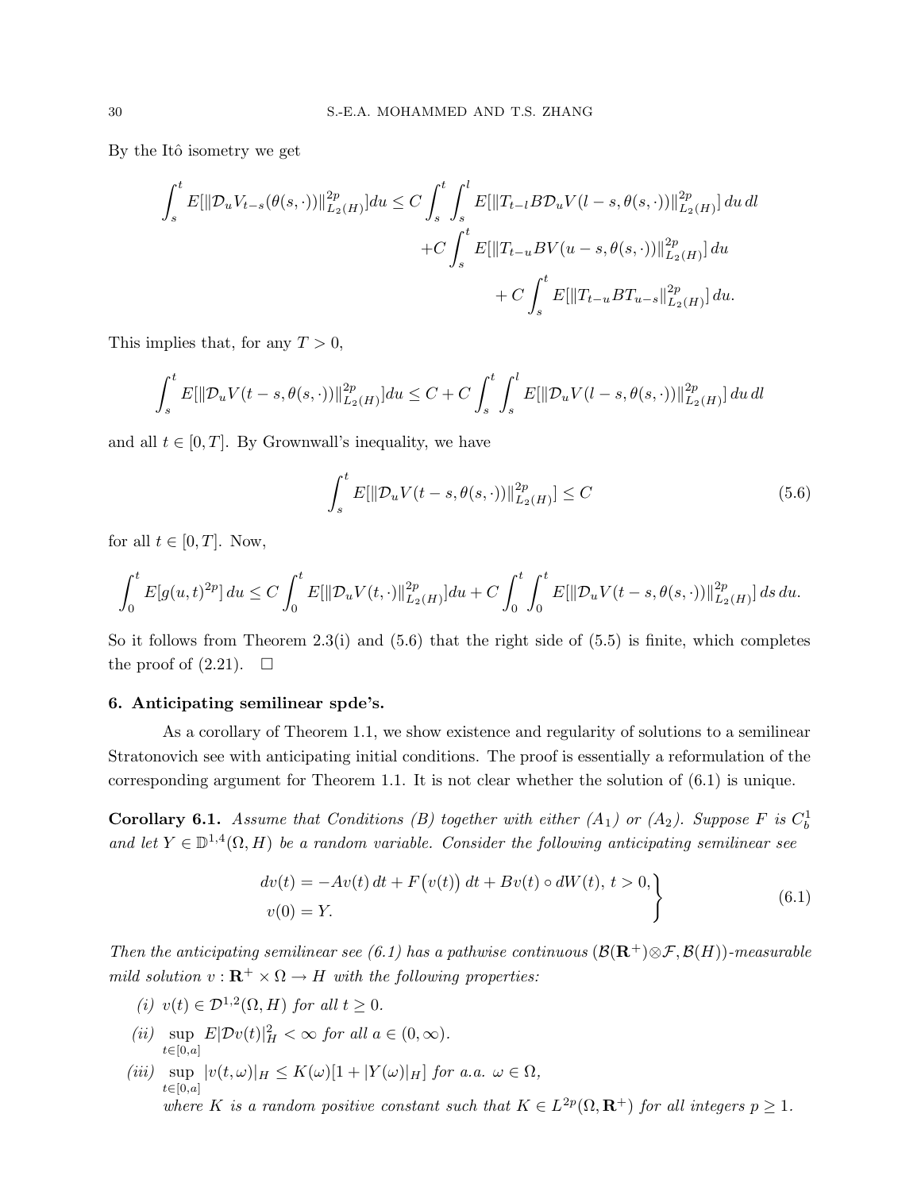By the Itô isometry we get

$$\int_s^t E[\|\mathcal{D}_u V_{t-s}(\theta(s,\cdot))\|_{L_2(H)}^{2p}]du \leq C\int_s^t \int_s^l E[\|T_{t-l}B\mathcal{D}_u V(l-s,\theta(s,\cdot))\|_{L_2(H)}^{2p}]\,du\,dl$$
$$+C\int_s^t E[\|T_{t-u}BV(u-s,\theta(s,\cdot))\|_{L_2(H)}^{2p}]\,du$$
$$+\,C\int_s^t E[\|T_{t-u}BT_{u-s}\|_{L_2(H)}^{2p}]\,du.$$

This implies that, for any $T>0$,

$$\int_s^t E[\|\mathcal{D}_u V(t-s,\theta(s,\cdot))\|_{L_2(H)}^{2p}]du \leq C + C\int_s^t \int_s^l E[\|\mathcal{D}_u V(l-s,\theta(s,\cdot))\|_{L_2(H)}^{2p}]\,du\,dl$$

and all $t\in[0,T]$. By Grownwall's inequality, we have

$$\int_s^t E[\|\mathcal{D}_u V(t-s,\theta(s,\cdot))\|_{L_2(H)}^{2p}] \leq C \tag{5.6}$$

for all $t\in[0,T]$. Now,

$$\int_0^t E[g(u,t)^{2p}]\,du \leq C\int_0^t E[\|\mathcal{D}_u V(t,\cdot)\|_{L_2(H)}^{2p}]du + C\int_0^t \int_0^t E[\|\mathcal{D}_u V(t-s,\theta(s,\cdot))\|_{L_2(H)}^{2p}]\,ds\,du.$$

So it follows from Theorem 2.3(i) and (5.6) that the right side of (5.5) is finite, which completes the proof of (2.21). $\square$

## 6. Anticipating semilinear spde's.

As a corollary of Theorem 1.1, we show existence and regularity of solutions to a semilinear Stratonovich see with anticipating initial conditions. The proof is essentially a reformulation of the corresponding argument for Theorem 1.1. It is not clear whether the solution of (6.1) is unique.

**Corollary 6.1.** *Assume that Conditions (B) together with either ($A_1$) or ($A_2$). Suppose $F$ is $C_b^1$ and let $Y\in\mathbb{D}^{1,4}(\Omega,H)$ be a random variable. Consider the following anticipating semilinear see*

$$\left.\begin{aligned} dv(t) &= -Av(t)\,dt + F\big(v(t)\big)\,dt + Bv(t)\circ dW(t),\ t>0,\\ v(0) &= Y. \end{aligned}\right\} \tag{6.1}$$

*Then the anticipating semilinear see (6.1) has a pathwise continuous $(\mathcal{B}(\mathbf{R}^+)\otimes\mathcal{F},\mathcal{B}(H))$-measurable mild solution $v:\mathbf{R}^+\times\Omega\to H$ with the following properties:*

*(i)* $v(t)\in\mathcal{D}^{1,2}(\Omega,H)$ *for all* $t\geq 0$.

*(ii)* $\sup_{t\in[0,a]} E|\mathcal{D}v(t)|_H^2<\infty$ *for all* $a\in(0,\infty)$.

*(iii)* $\sup_{t\in[0,a]} |v(t,\omega)|_H \leq K(\omega)[1+|Y(\omega)|_H]$ *for a.a.* $\omega\in\Omega$,
*where $K$ is a random positive constant such that $K\in L^{2p}(\Omega,\mathbf{R}^+)$ for all integers $p\geq 1$.*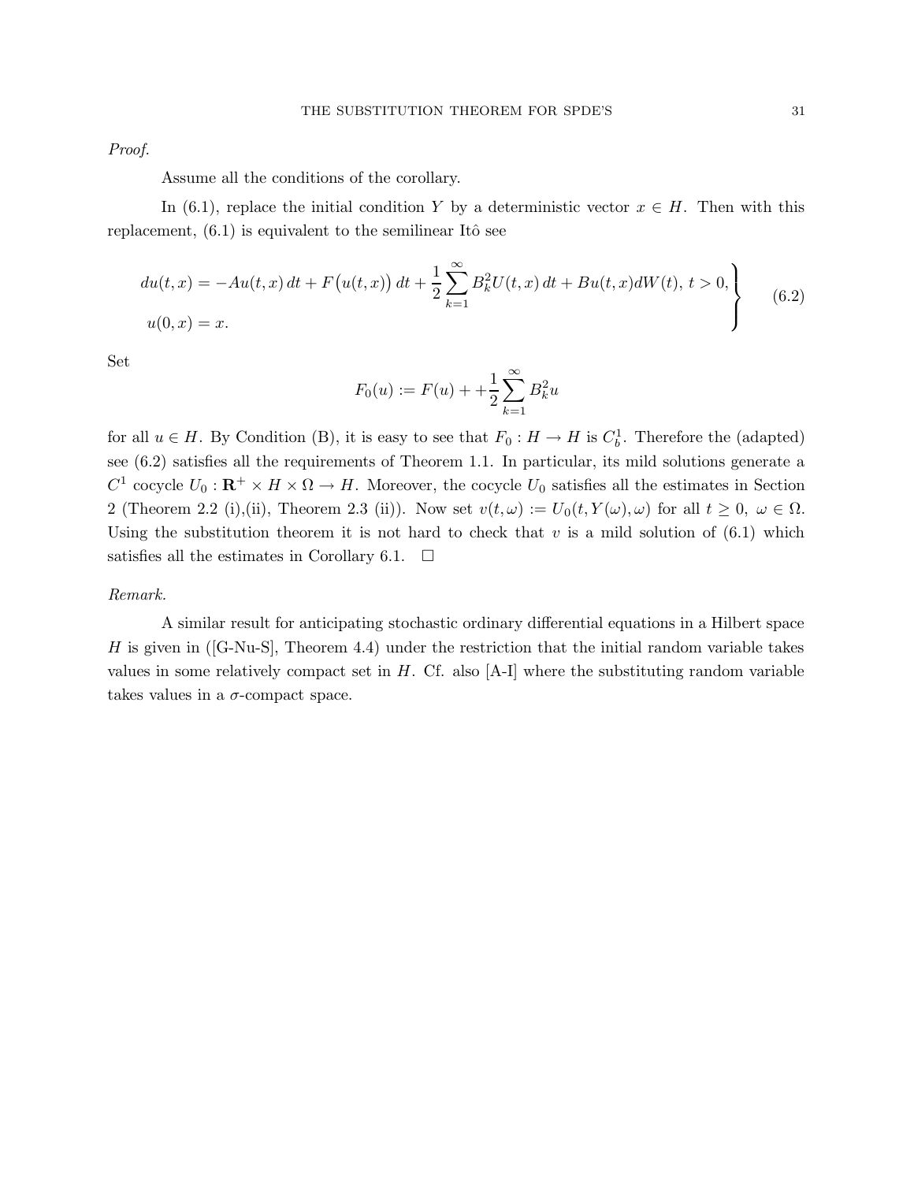*Proof.*

Assume all the conditions of the corollary.

In (6.1), replace the initial condition $Y$ by a deterministic vector $x \in H$. Then with this replacement, (6.1) is equivalent to the semilinear Itô see

$$
\left.\begin{aligned}
du(t,x) &= -Au(t,x)\,dt + F\big(u(t,x)\big)\,dt + \frac{1}{2}\sum_{k=1}^{\infty} B_k^2 U(t,x)\,dt + Bu(t,x)dW(t),\ t>0,\\
u(0,x) &= x.
\end{aligned}\right\} \tag{6.2}
$$

Set

$$
F_0(u) := F(u) + +\frac{1}{2}\sum_{k=1}^{\infty} B_k^2 u
$$

for all $u \in H$. By Condition (B), it is easy to see that $F_0 : H \to H$ is $C_b^1$. Therefore the (adapted) see (6.2) satisfies all the requirements of Theorem 1.1. In particular, its mild solutions generate a $C^1$ cocycle $U_0 : \mathbf{R}^+ \times H \times \Omega \to H$. Moreover, the cocycle $U_0$ satisfies all the estimates in Section 2 (Theorem 2.2 (i),(ii), Theorem 2.3 (ii)). Now set $v(t,\omega) := U_0(t, Y(\omega), \omega)$ for all $t \geq 0,\ \omega \in \Omega$. Using the substitution theorem it is not hard to check that $v$ is a mild solution of (6.1) which satisfies all the estimates in Corollary 6.1. $\square$

*Remark.*

A similar result for anticipating stochastic ordinary differential equations in a Hilbert space $H$ is given in ([G-Nu-S], Theorem 4.4) under the restriction that the initial random variable takes values in some relatively compact set in $H$. Cf. also [A-I] where the substituting random variable takes values in a $\sigma$-compact space.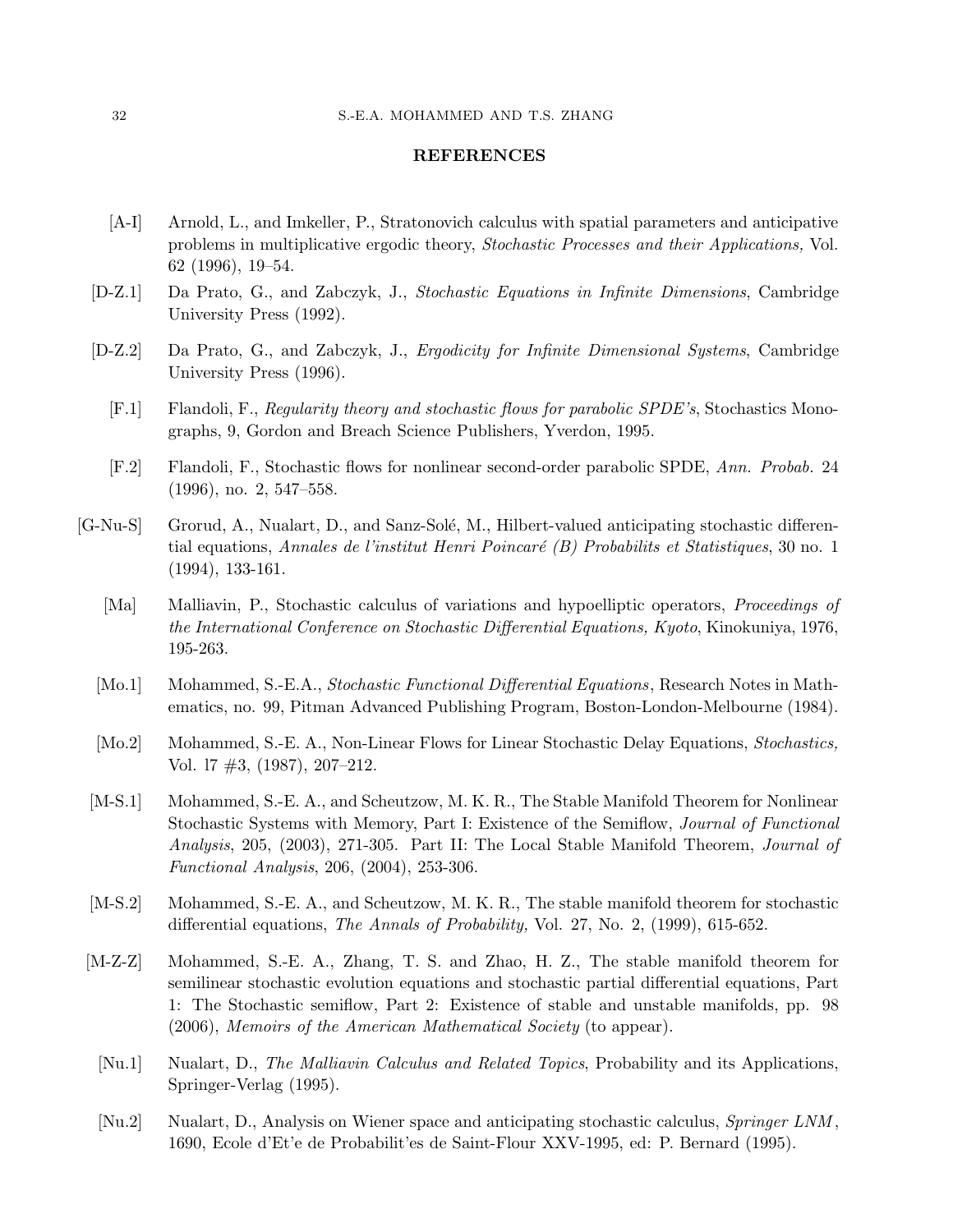## REFERENCES

[A-I] Arnold, L., and Imkeller, P., Stratonovich calculus with spatial parameters and anticipative problems in multiplicative ergodic theory, *Stochastic Processes and their Applications,* Vol. 62 (1996), 19–54.

[D-Z.1] Da Prato, G., and Zabczyk, J., *Stochastic Equations in Infinite Dimensions*, Cambridge University Press (1992).

[D-Z.2] Da Prato, G., and Zabczyk, J., *Ergodicity for Infinite Dimensional Systems*, Cambridge University Press (1996).

[F.1] Flandoli, F., *Regularity theory and stochastic flows for parabolic SPDE's*, Stochastics Monographs, 9, Gordon and Breach Science Publishers, Yverdon, 1995.

[F.2] Flandoli, F., Stochastic flows for nonlinear second-order parabolic SPDE, *Ann. Probab.* 24 (1996), no. 2, 547–558.

[G-Nu-S] Grorud, A., Nualart, D., and Sanz-Solé, M., Hilbert-valued anticipating stochastic differential equations, *Annales de l'institut Henri Poincaré (B) Probabilits et Statistiques*, 30 no. 1 (1994), 133-161.

[Ma] Malliavin, P., Stochastic calculus of variations and hypoelliptic operators, *Proceedings of the International Conference on Stochastic Differential Equations, Kyoto*, Kinokuniya, 1976, 195-263.

[Mo.1] Mohammed, S.-E.A., *Stochastic Functional Differential Equations*, Research Notes in Mathematics, no. 99, Pitman Advanced Publishing Program, Boston-London-Melbourne (1984).

[Mo.2] Mohammed, S.-E. A., Non-Linear Flows for Linear Stochastic Delay Equations, *Stochastics,* Vol. l7 #3, (1987), 207–212.

[M-S.1] Mohammed, S.-E. A., and Scheutzow, M. K. R., The Stable Manifold Theorem for Nonlinear Stochastic Systems with Memory, Part I: Existence of the Semiflow, *Journal of Functional Analysis*, 205, (2003), 271-305. Part II: The Local Stable Manifold Theorem, *Journal of Functional Analysis*, 206, (2004), 253-306.

[M-S.2] Mohammed, S.-E. A., and Scheutzow, M. K. R., The stable manifold theorem for stochastic differential equations, *The Annals of Probability,* Vol. 27, No. 2, (1999), 615-652.

[M-Z-Z] Mohammed, S.-E. A., Zhang, T. S. and Zhao, H. Z., The stable manifold theorem for semilinear stochastic evolution equations and stochastic partial differential equations, Part 1: The Stochastic semiflow, Part 2: Existence of stable and unstable manifolds, pp. 98 (2006), *Memoirs of the American Mathematical Society* (to appear).

[Nu.1] Nualart, D., *The Malliavin Calculus and Related Topics*, Probability and its Applications, Springer-Verlag (1995).

[Nu.2] Nualart, D., Analysis on Wiener space and anticipating stochastic calculus, *Springer LNM*, 1690, Ecole d'Et'e de Probabilit'es de Saint-Flour XXV-1995, ed: P. Bernard (1995).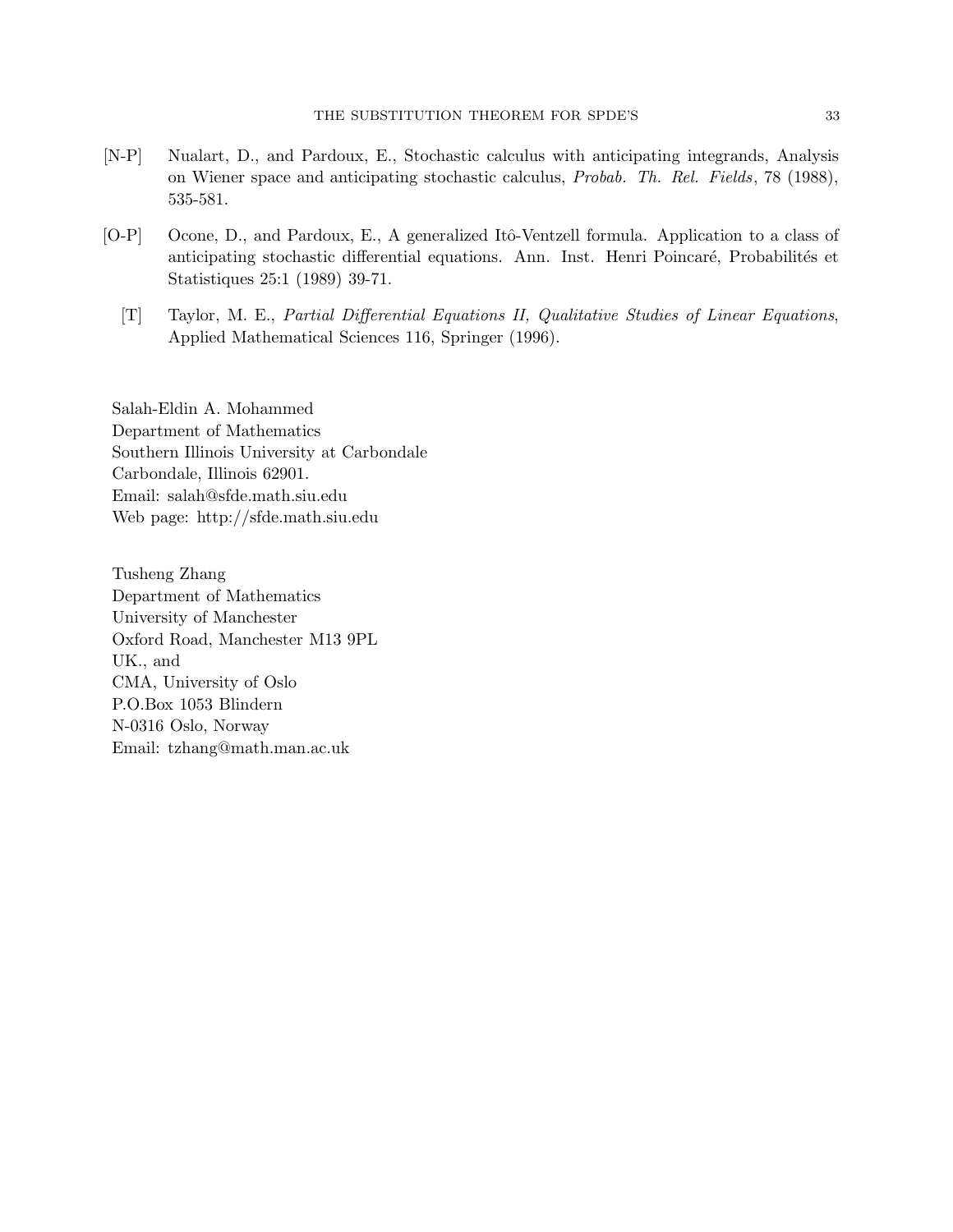[N-P] Nualart, D., and Pardoux, E., Stochastic calculus with anticipating integrands, Analysis on Wiener space and anticipating stochastic calculus, *Probab. Th. Rel. Fields*, 78 (1988), 535-581.

[O-P] Ocone, D., and Pardoux, E., A generalized Itô-Ventzell formula. Application to a class of anticipating stochastic differential equations. Ann. Inst. Henri Poincaré, Probabilités et Statistiques 25:1 (1989) 39-71.

[T] Taylor, M. E., *Partial Differential Equations II, Qualitative Studies of Linear Equations*, Applied Mathematical Sciences 116, Springer (1996).

Salah-Eldin A. Mohammed
Department of Mathematics
Southern Illinois University at Carbondale
Carbondale, Illinois 62901.
Email: salah@sfde.math.siu.edu
Web page: http://sfde.math.siu.edu

Tusheng Zhang
Department of Mathematics
University of Manchester
Oxford Road, Manchester M13 9PL
UK., and
CMA, University of Oslo
P.O.Box 1053 Blindern
N-0316 Oslo, Norway
Email: tzhang@math.man.ac.uk